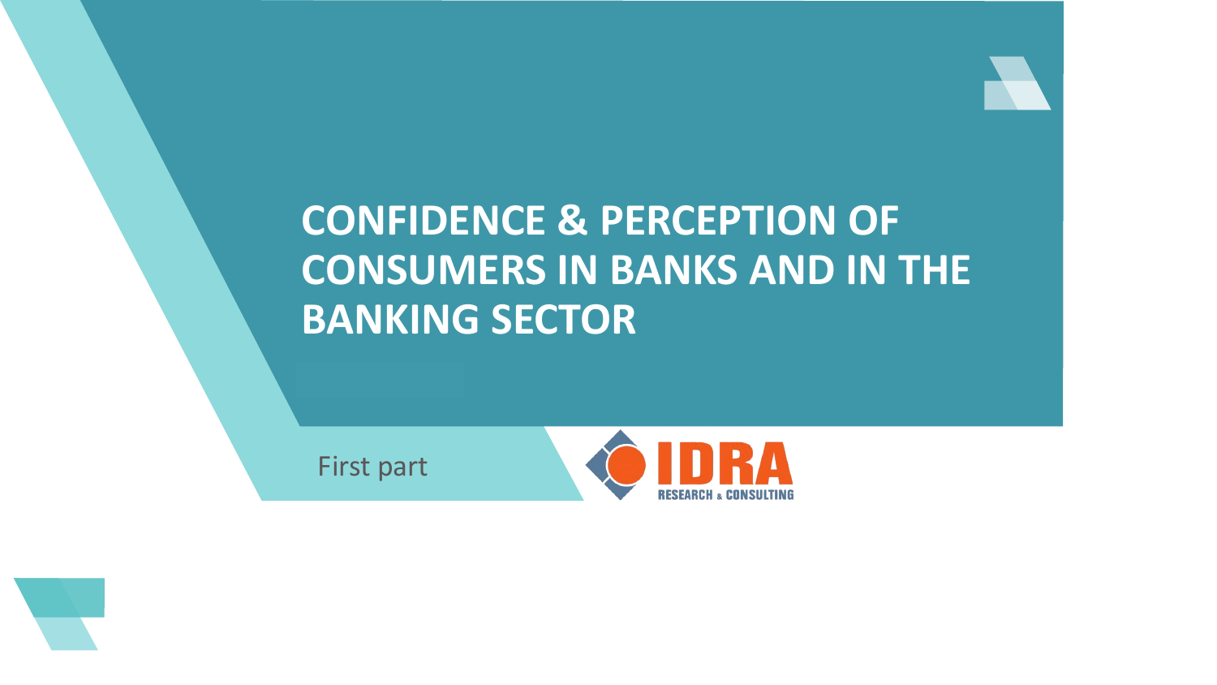# CONFIDENCE & PERCEPTION OF CONSUMERS IN BANKS AND IN THE BANKING SECTOR

First part

IDRA RESEARCH & CONSULTING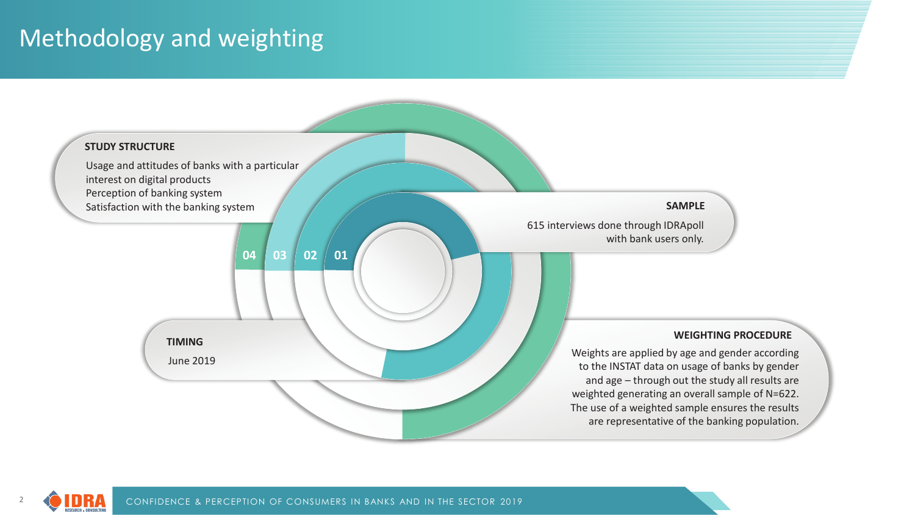# Methodology and weighting

04 03 02 01

**STUDY STRUCTURE**

Usage and attitudes of banks with a particular interest on digital products
Perception of banking system
Satisfaction with the banking system

**SAMPLE**

615 interviews done through IDRApoll with bank users only.

**TIMING**

June 2019

**WEIGHTING PROCEDURE**

Weights are applied by age and gender according to the INSTAT data on usage of banks by gender and age – through out the study all results are weighted generating an overall sample of N=622. The use of a weighted sample ensures the results are representative of the banking population.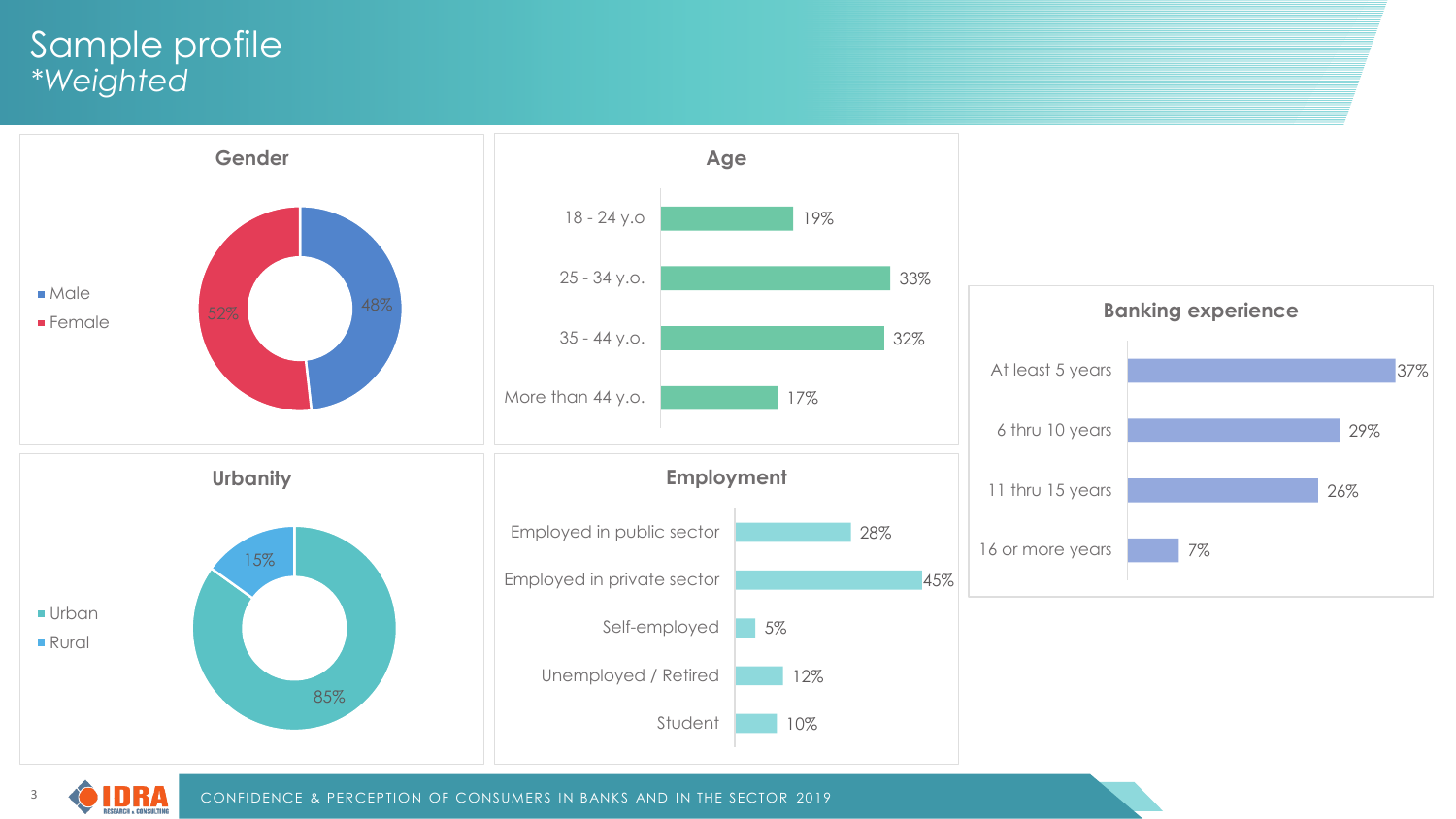# Sample profile
*Weighted*

### Gender

| Gender | % |
|---|---|
| Male | 48% |
| Female | 52% |

### Age

| Age | % |
|---|---|
| 18 - 24 y.o | 19% |
| 25 - 34 y.o. | 33% |
| 35 - 44 y.o. | 32% |
| More than 44 y.o. | 17% |

### Banking experience

| Banking experience | % |
|---|---|
| At least 5 years | 37% |
| 6 thru 10 years | 29% |
| 11 thru 15 years | 26% |
| 16 or more years | 7% |

### Urbanity

| Urbanity | % |
|---|---|
| Urban | 85% |
| Rural | 15% |

### Employment

| Employment | % |
|---|---|
| Employed in public sector | 28% |
| Employed in private sector | 45% |
| Self-employed | 5% |
| Unemployed / Retired | 12% |
| Student | 10% |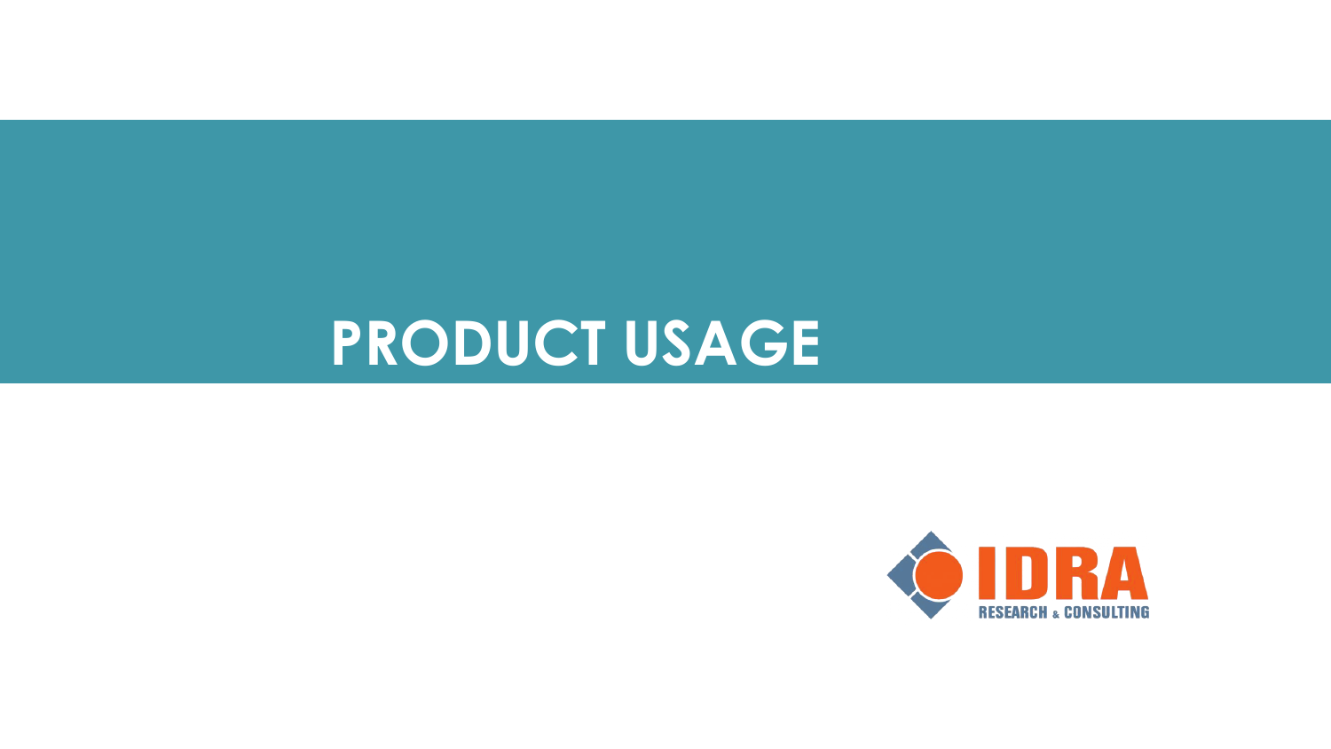# PRODUCT USAGE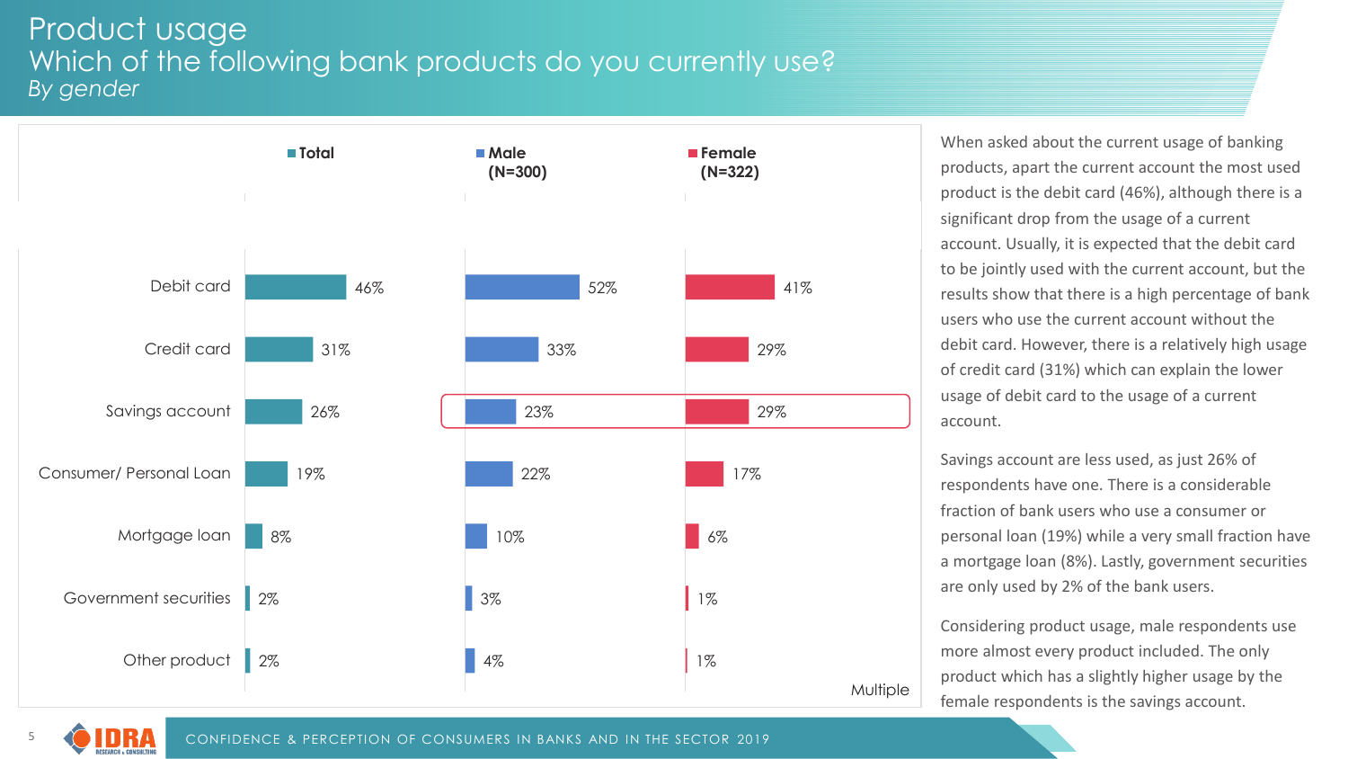# Product usage

## Which of the following bank products do you currently use?

*By gender*

| | Total | Male (N=300) | Female (N=322) |
|---|---|---|---|
| Debit card | 46% | 52% | 41% |
| Credit card | 31% | 33% | 29% |
| Savings account | 26% | 23% | 29% |
| Consumer/ Personal Loan | 19% | 22% | 17% |
| Mortgage loan | 8% | 10% | 6% |
| Government securities | 2% | 3% | 1% |
| Other product | 2% | 4% | 1% |

Multiple

When asked about the current usage of banking products, apart the current account the most used product is the debit card (46%), although there is a significant drop from the usage of a current account. Usually, it is expected that the debit card to be jointly used with the current account, but the results show that there is a high percentage of bank users who use the current account without the debit card. However, there is a relatively high usage of credit card (31%) which can explain the lower usage of debit card to the usage of a current account.

Savings account are less used, as just 26% of respondents have one. There is a considerable fraction of bank users who use a consumer or personal loan (19%) while a very small fraction have a mortgage loan (8%). Lastly, government securities are only used by 2% of the bank users.

Considering product usage, male respondents use more almost every product included. The only product which has a slightly higher usage by the female respondents is the savings account.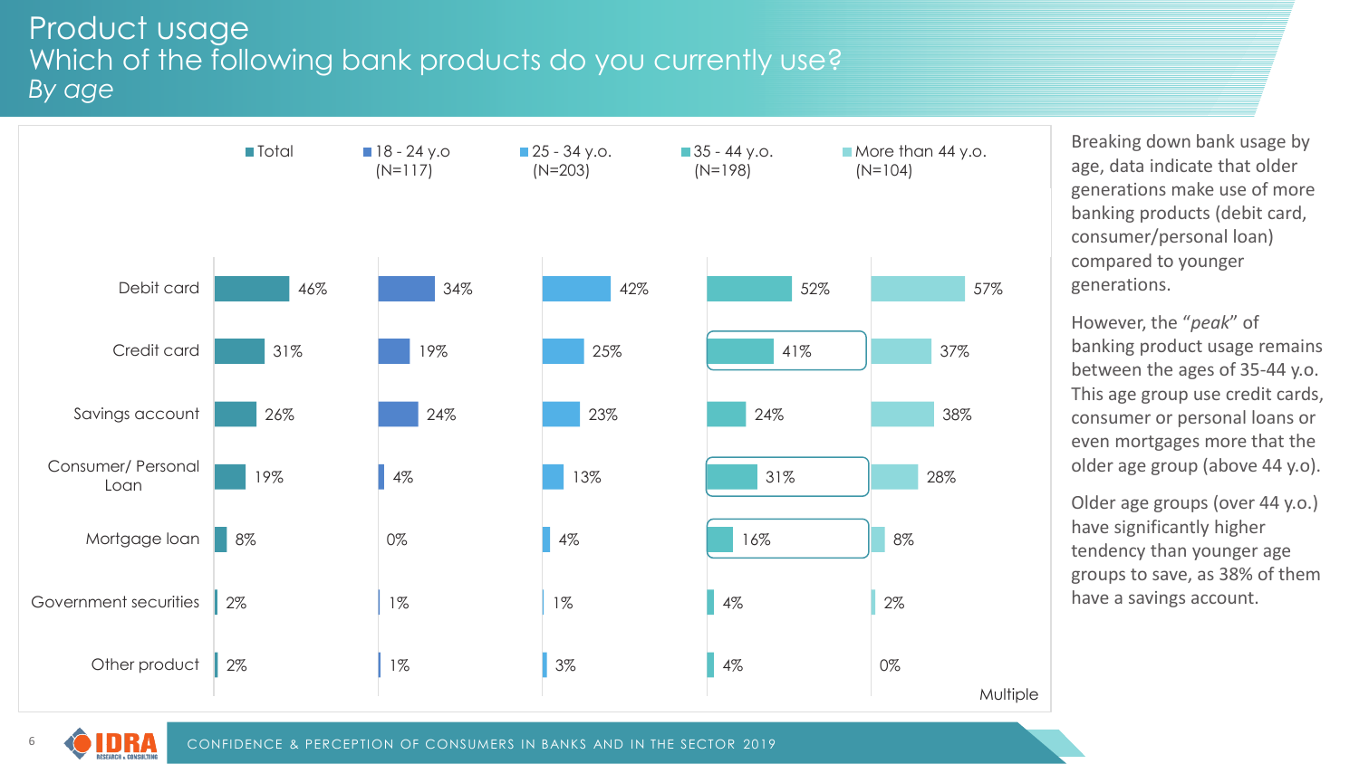# Product usage
## Which of the following bank products do you currently use?
### *By age*

| | Total | 18 - 24 y.o (N=117) | 25 - 34 y.o. (N=203) | 35 - 44 y.o. (N=198) | More than 44 y.o. (N=104) |
|---|---|---|---|---|---|
| Debit card | 46% | 34% | 42% | 52% | 57% |
| Credit card | 31% | 19% | 25% | 41% | 37% |
| Savings account | 26% | 24% | 23% | 24% | 38% |
| Consumer/ Personal Loan | 19% | 4% | 13% | 31% | 28% |
| Mortgage loan | 8% | 0% | 4% | 16% | 8% |
| Government securities | 2% | 1% | 1% | 4% | 2% |
| Other product | 2% | 1% | 3% | 4% | 0% |

Multiple

Breaking down bank usage by age, data indicate that older generations make use of more banking products (debit card, consumer/personal loan) compared to younger generations.

However, the "*peak*" of banking product usage remains between the ages of 35-44 y.o. This age group use credit cards, consumer or personal loans or even mortgages more that the older age group (above 44 y.o).

Older age groups (over 44 y.o.) have significantly higher tendency than younger age groups to save, as 38% of them have a savings account.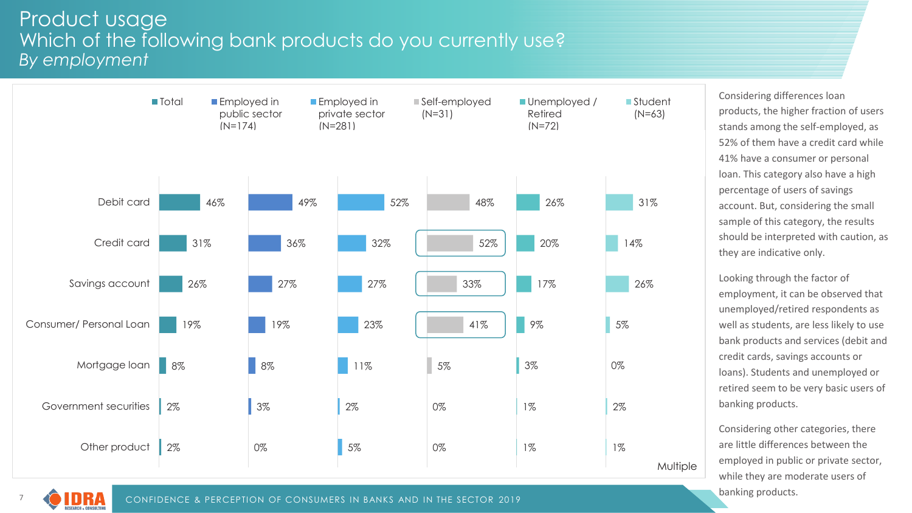# Product usage

## Which of the following bank products do you currently use?

*By employment*

| | Total | Employed in public sector (N=174) | Employed in private sector (N=281) | Self-employed (N=31) | Unemployed / Retired (N=72) | Student (N=63) |
|---|---|---|---|---|---|---|
| Debit card | 46% | 49% | 52% | 48% | 26% | 31% |
| Credit card | 31% | 36% | 32% | 52% | 20% | 14% |
| Savings account | 26% | 27% | 27% | 33% | 17% | 26% |
| Consumer/ Personal Loan | 19% | 19% | 23% | 41% | 9% | 5% |
| Mortgage loan | 8% | 8% | 11% | 5% | 3% | 0% |
| Government securities | 2% | 3% | 2% | 0% | 1% | 2% |
| Other product | 2% | 0% | 5% | 0% | 1% | 1% |

Multiple

Considering differences loan products, the higher fraction of users stands among the self-employed, as 52% of them have a credit card while 41% have a consumer or personal loan. This category also have a high percentage of users of savings account. But, considering the small sample of this category, the results should be interpreted with caution, as they are indicative only.

Looking through the factor of employment, it can be observed that unemployed/retired respondents as well as students, are less likely to use bank products and services (debit and credit cards, savings accounts or loans). Students and unemployed or retired seem to be very basic users of banking products.

Considering other categories, there are little differences between the employed in public or private sector, while they are moderate users of banking products.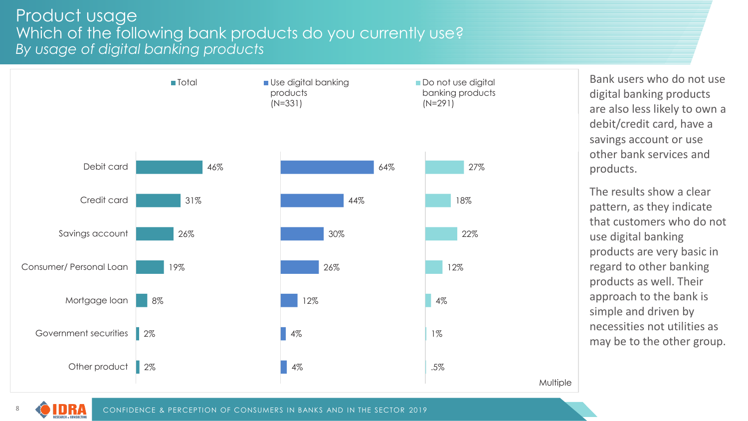# Product usage

## Which of the following bank products do you currently use?

*By usage of digital banking products*

| | Total | Use digital banking products (N=331) | Do not use digital banking products (N=291) |
|---|---|---|---|
| Debit card | 46% | 64% | 27% |
| Credit card | 31% | 44% | 18% |
| Savings account | 26% | 30% | 22% |
| Consumer/ Personal Loan | 19% | 26% | 12% |
| Mortgage loan | 8% | 12% | 4% |
| Government securities | 2% | 4% | 1% |
| Other product | 2% | 4% | .5% |

Multiple

Bank users who do not use digital banking products are also less likely to own a debit/credit card, have a savings account or use other bank services and products.

The results show a clear pattern, as they indicate that customers who do not use digital banking products are very basic in regard to other banking products as well. Their approach to the bank is simple and driven by necessities not utilities as may be to the other group.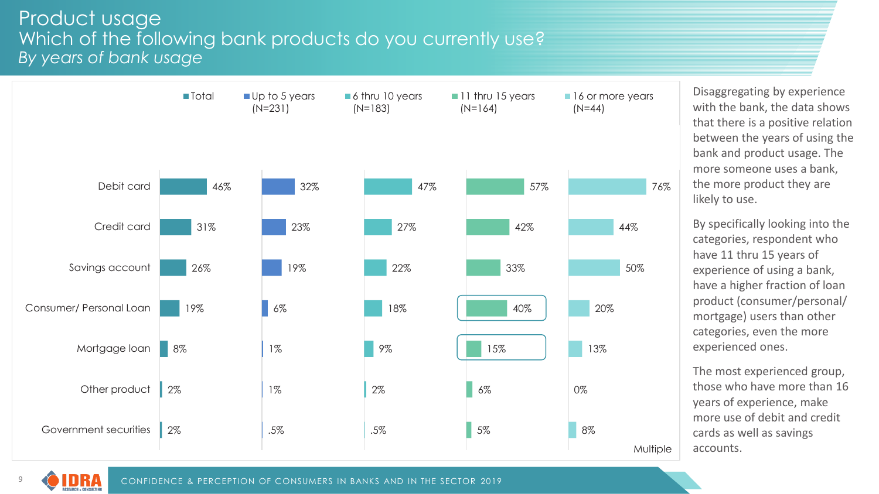# Product usage

## Which of the following bank products do you currently use?

*By years of bank usage*

| | Total | Up to 5 years (N=231) | 6 thru 10 years (N=183) | 11 thru 15 years (N=164) | 16 or more years (N=44) |
|---|---|---|---|---|---|
| Debit card | 46% | 32% | 47% | 57% | 76% |
| Credit card | 31% | 23% | 27% | 42% | 44% |
| Savings account | 26% | 19% | 22% | 33% | 50% |
| Consumer/ Personal Loan | 19% | 6% | 18% | 40% | 20% |
| Mortgage loan | 8% | 1% | 9% | 15% | 13% |
| Other product | 2% | 1% | 2% | 6% | 0% |
| Government securities | 2% | .5% | .5% | 5% | 8% |

Multiple

Disaggregating by experience with the bank, the data shows that there is a positive relation between the years of using the bank and product usage. The more someone uses a bank, the more product they are likely to use.

By specifically looking into the categories, respondent who have 11 thru 15 years of experience of using a bank, have a higher fraction of loan product (consumer/personal/ mortgage) users than other categories, even the more experienced ones.

The most experienced group, those who have more than 16 years of experience, make more use of debit and credit cards as well as savings accounts.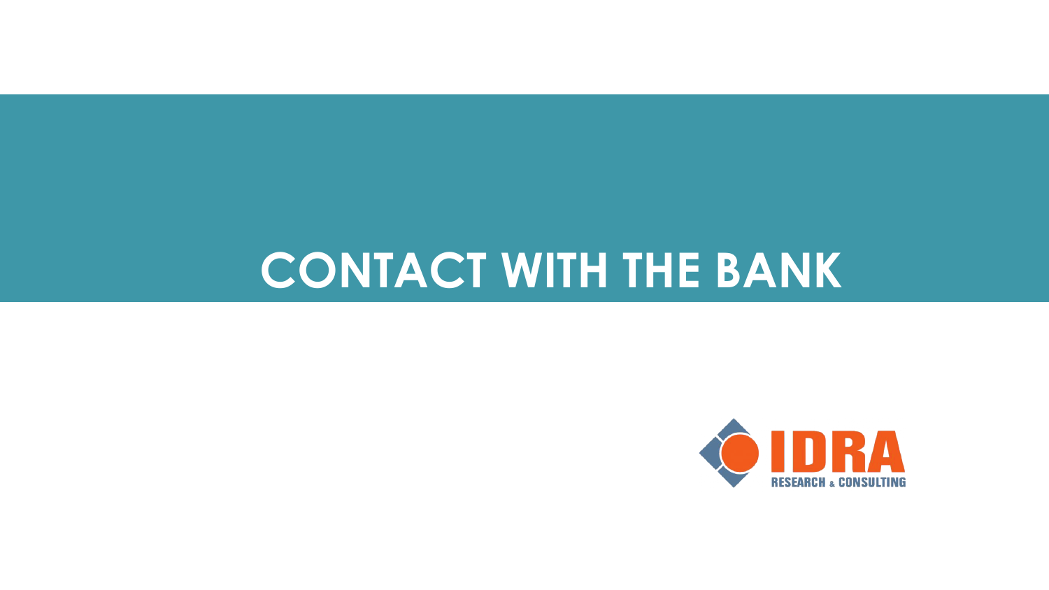# CONTACT WITH THE BANK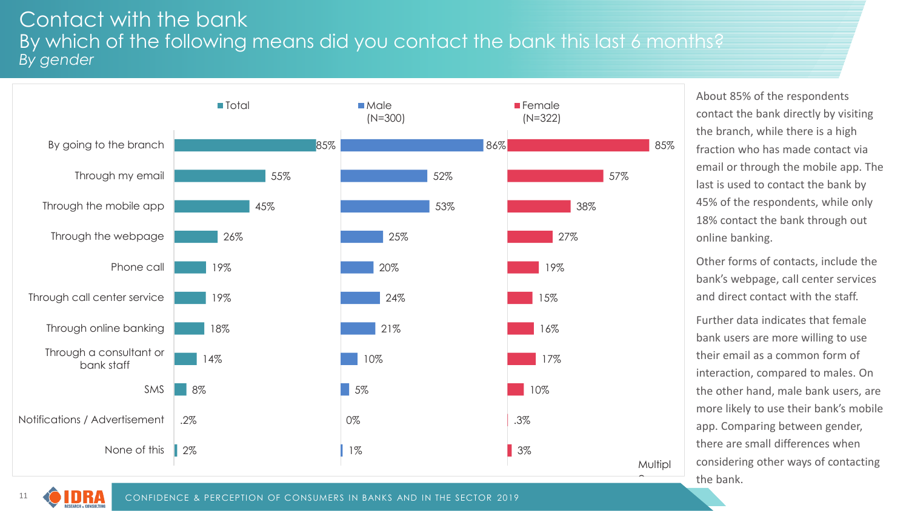# Contact with the bank

## By which of the following means did you contact the bank this last 6 months?

*By gender*

| | Total | Male (N=300) | Female (N=322) |
|---|---|---|---|
| By going to the branch | 85% | 86% | 85% |
| Through my email | 55% | 52% | 57% |
| Through the mobile app | 45% | 53% | 38% |
| Through the webpage | 26% | 25% | 27% |
| Phone call | 19% | 20% | 19% |
| Through call center service | 19% | 24% | 15% |
| Through online banking | 18% | 21% | 16% |
| Through a consultant or bank staff | 14% | 10% | 17% |
| SMS | 8% | 5% | 10% |
| Notifications / Advertisement | .2% | 0% | .3% |
| None of this | 2% | 1% | 3% |

Multipl

About 85% of the respondents contact the bank directly by visiting the branch, while there is a high fraction who has made contact via email or through the mobile app. The last is used to contact the bank by 45% of the respondents, while only 18% contact the bank through out online banking.

Other forms of contacts, include the bank's webpage, call center services and direct contact with the staff.

Further data indicates that female bank users are more willing to use their email as a common form of interaction, compared to males. On the other hand, male bank users, are more likely to use their bank's mobile app. Comparing between gender, there are small differences when considering other ways of contacting the bank.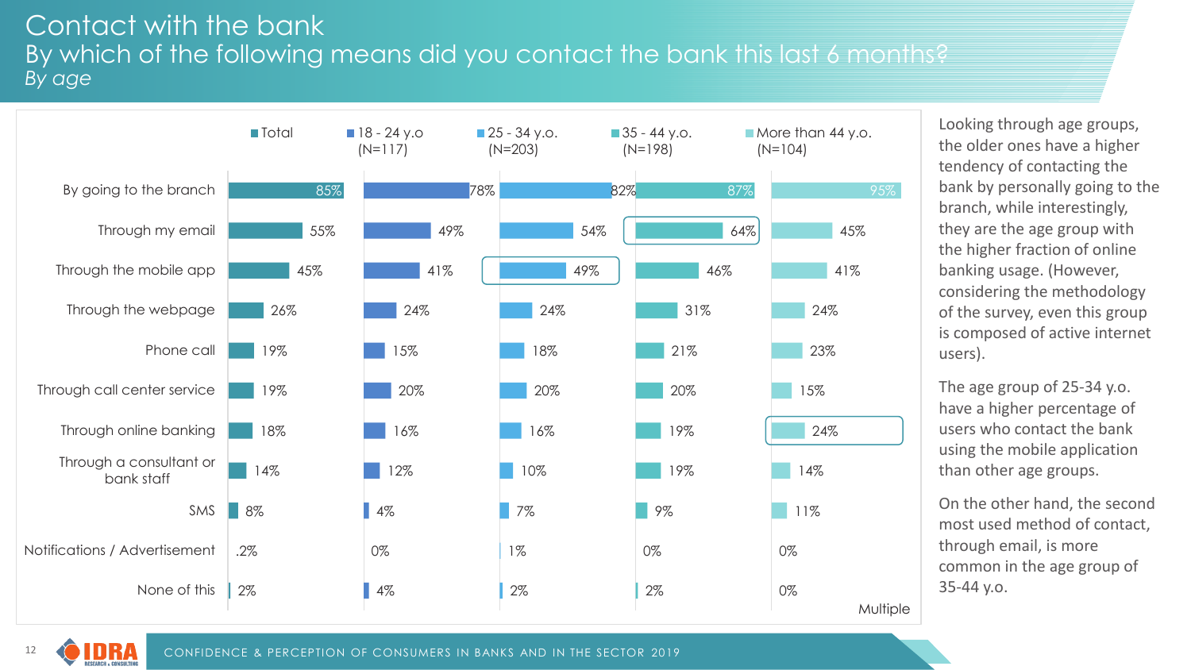# Contact with the bank

## By which of the following means did you contact the bank this last 6 months?

*By age*

| | Total | 18 - 24 y.o (N=117) | 25 - 34 y.o. (N=203) | 35 - 44 y.o. (N=198) | More than 44 y.o. (N=104) |
|---|---|---|---|---|---|
| By going to the branch | 85% | 78% | 82% | 87% | 95% |
| Through my email | 55% | 49% | 54% | 64% | 45% |
| Through the mobile app | 45% | 41% | 49% | 46% | 41% |
| Through the webpage | 26% | 24% | 24% | 31% | 24% |
| Phone call | 19% | 15% | 18% | 21% | 23% |
| Through call center service | 19% | 20% | 20% | 20% | 15% |
| Through online banking | 18% | 16% | 16% | 19% | 24% |
| Through a consultant or bank staff | 14% | 12% | 10% | 19% | 14% |
| SMS | 8% | 4% | 7% | 9% | 11% |
| Notifications / Advertisement | .2% | 0% | 1% | 0% | 0% |
| None of this | 2% | 4% | 2% | 2% | 0% |

Multiple

Looking through age groups, the older ones have a higher tendency of contacting the bank by personally going to the branch, while interestingly, they are the age group with the higher fraction of online banking usage. (However, considering the methodology of the survey, even this group is composed of active internet users).

The age group of 25-34 y.o. have a higher percentage of users who contact the bank using the mobile application than other age groups.

On the other hand, the second most used method of contact, through email, is more common in the age group of 35-44 y.o.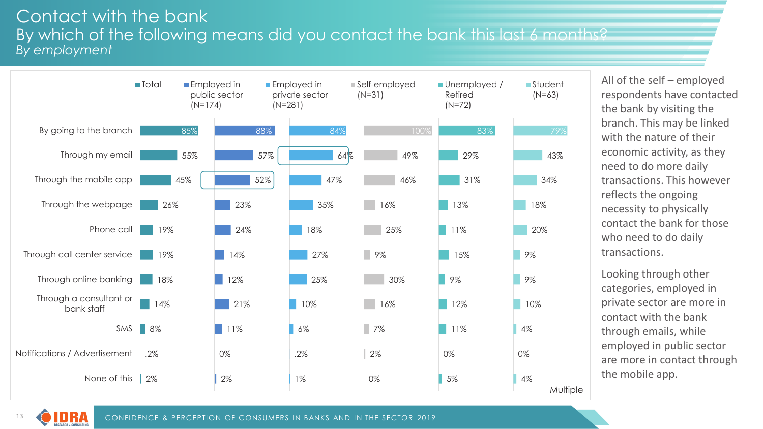# Contact with the bank

## By which of the following means did you contact the bank this last 6 months?

*By employment*

| | Total | Employed in public sector (N=174) | Employed in private sector (N=281) | Self-employed (N=31) | Unemployed / Retired (N=72) | Student (N=63) |
|---|---|---|---|---|---|---|
| By going to the branch | 85% | 88% | 84% | 100% | 83% | 79% |
| Through my email | 55% | 57% | 64% | 49% | 29% | 43% |
| Through the mobile app | 45% | 52% | 47% | 46% | 31% | 34% |
| Through the webpage | 26% | 23% | 35% | 16% | 13% | 18% |
| Phone call | 19% | 24% | 18% | 25% | 11% | 20% |
| Through call center service | 19% | 14% | 27% | 9% | 15% | 9% |
| Through online banking | 18% | 12% | 25% | 30% | 9% | 9% |
| Through a consultant or bank staff | 14% | 21% | 10% | 16% | 12% | 10% |
| SMS | 8% | 11% | 6% | 7% | 11% | 4% |
| Notifications / Advertisement | .2% | 0% | .2% | 2% | 0% | 0% |
| None of this | 2% | 2% | 1% | 0% | 5% | 4% |

Multiple

All of the self – employed respondents have contacted the bank by visiting the branch. This may be linked with the nature of their economic activity, as they need to do more daily transactions. This however reflects the ongoing necessity to physically contact the bank for those who need to do daily transactions.

Looking through other categories, employed in private sector are more in contact with the bank through emails, while employed in public sector are more in contact through the mobile app.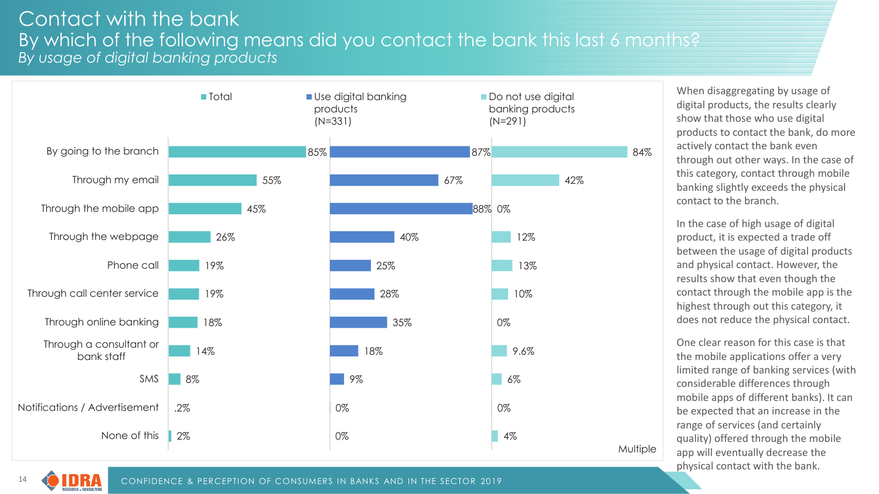# Contact with the bank

## By which of the following means did you contact the bank this last 6 months?

*By usage of digital banking products*

| | Total | Use digital banking products (N=331) | Do not use digital banking products (N=291) |
|---|---|---|---|
| By going to the branch | 85% | 87% | 84% |
| Through my email | 55% | 67% | 42% |
| Through the mobile app | 45% | 88% | 0% |
| Through the webpage | 26% | 40% | 12% |
| Phone call | 19% | 25% | 13% |
| Through call center service | 19% | 28% | 10% |
| Through online banking | 18% | 35% | 0% |
| Through a consultant or bank staff | 14% | 18% | 9.6% |
| SMS | 8% | 9% | 6% |
| Notifications / Advertisement | .2% | 0% | 0% |
| None of this | 2% | 0% | 4% |

Multiple

When disaggregating by usage of digital products, the results clearly show that those who use digital products to contact the bank, do more actively contact the bank even through out other ways. In the case of this category, contact through mobile banking slightly exceeds the physical contact to the branch.

In the case of high usage of digital product, it is expected a trade off between the usage of digital products and physical contact. However, the results show that even though the contact through the mobile app is the highest through out this category, it does not reduce the physical contact.

One clear reason for this case is that the mobile applications offer a very limited range of banking services (with considerable differences through mobile apps of different banks). It can be expected that an increase in the range of services (and certainly quality) offered through the mobile app will eventually decrease the physical contact with the bank.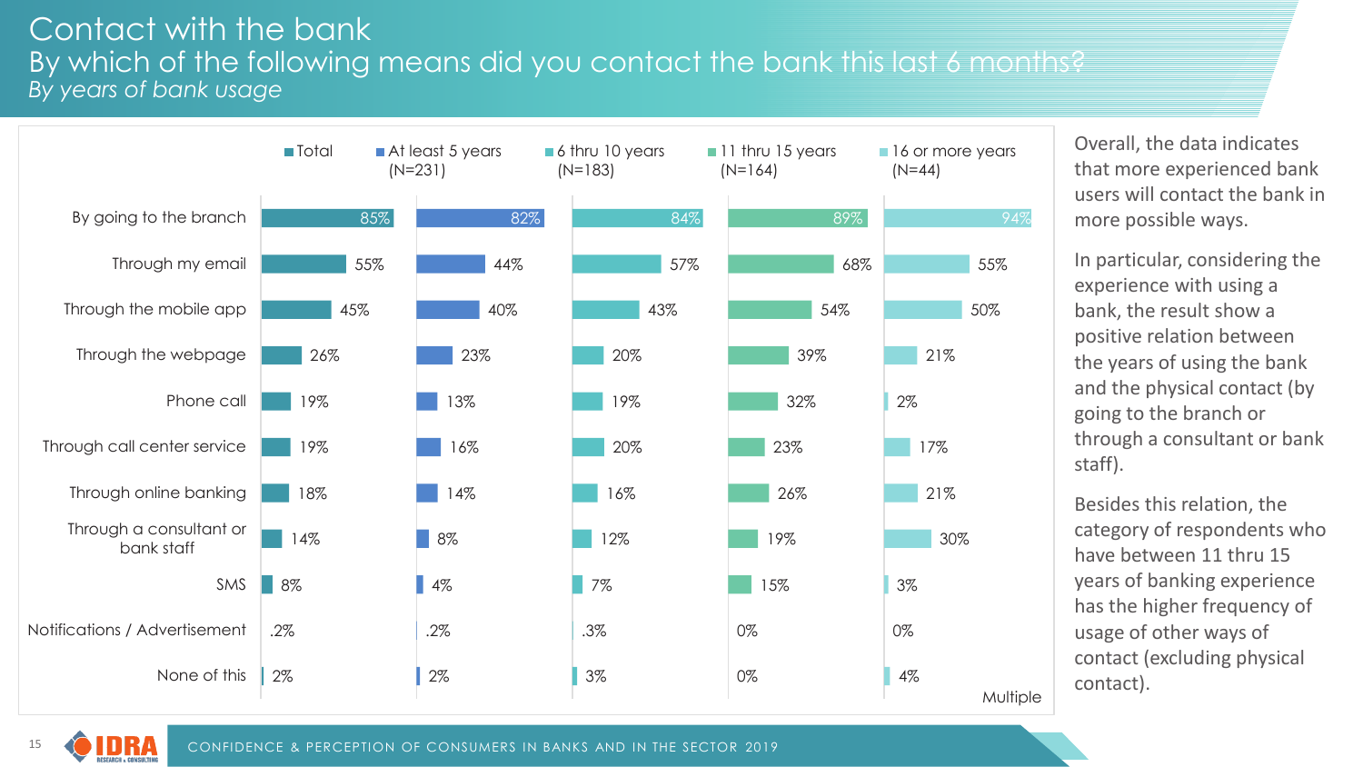# Contact with the bank

## By which of the following means did you contact the bank this last 6 months?

*By years of bank usage*

| | Total | At least 5 years (N=231) | 6 thru 10 years (N=183) | 11 thru 15 years (N=164) | 16 or more years (N=44) |
|---|---|---|---|---|---|
| By going to the branch | 85% | 82% | 84% | 89% | 94% |
| Through my email | 55% | 44% | 57% | 68% | 55% |
| Through the mobile app | 45% | 40% | 43% | 54% | 50% |
| Through the webpage | 26% | 23% | 20% | 39% | 21% |
| Phone call | 19% | 13% | 19% | 32% | 2% |
| Through call center service | 19% | 16% | 20% | 23% | 17% |
| Through online banking | 18% | 14% | 16% | 26% | 21% |
| Through a consultant or bank staff | 14% | 8% | 12% | 19% | 30% |
| SMS | 8% | 4% | 7% | 15% | 3% |
| Notifications / Advertisement | .2% | .2% | .3% | 0% | 0% |
| None of this | 2% | 2% | 3% | 0% | 4% |

Multiple

Overall, the data indicates that more experienced bank users will contact the bank in more possible ways.

In particular, considering the experience with using a bank, the result show a positive relation between the years of using the bank and the physical contact (by going to the branch or through a consultant or bank staff).

Besides this relation, the category of respondents who have between 11 thru 15 years of banking experience has the higher frequency of usage of other ways of contact (excluding physical contact).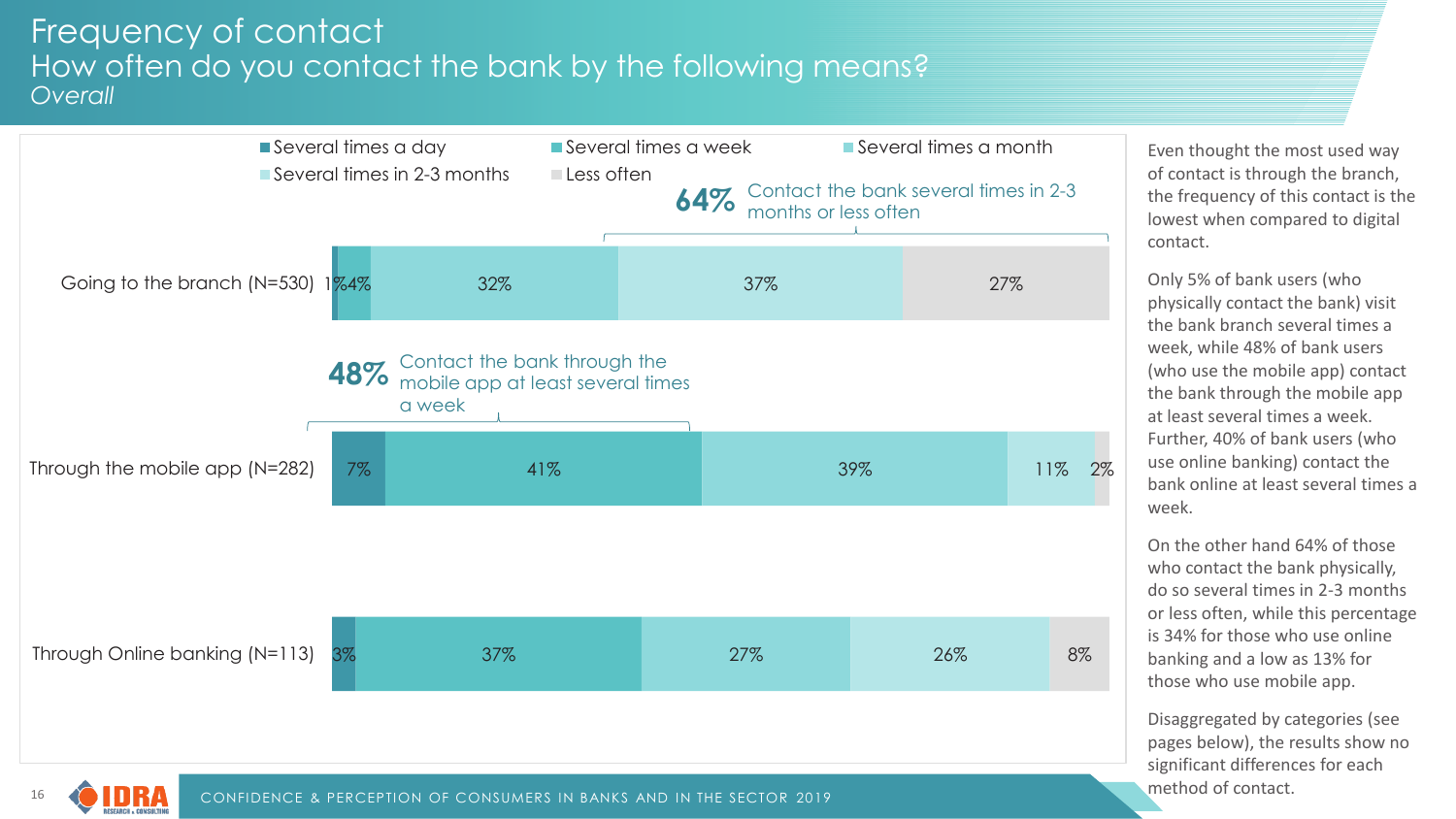# Frequency of contact

## How often do you contact the bank by the following means?

*Overall*

| | Several times a day | Several times a week | Several times a month | Several times in 2-3 months | Less often |
|---|---|---|---|---|---|
| Going to the branch (N=530) | 1% | 4% | 32% | 37% | 27% |
| Through the mobile app (N=282) | 7% | 41% | 39% | 11% | 2% |
| Through Online banking (N=113) | 3% | 37% | 27% | 26% | 8% |

**64%** Contact the bank several times in 2-3 months or less often

**48%** Contact the bank through the mobile app at least several times a week

Even thought the most used way of contact is through the branch, the frequency of this contact is the lowest when compared to digital contact.

Only 5% of bank users (who physically contact the bank) visit the bank branch several times a week, while 48% of bank users (who use the mobile app) contact the bank through the mobile app at least several times a week. Further, 40% of bank users (who use online banking) contact the bank online at least several times a week.

On the other hand 64% of those who contact the bank physically, do so several times in 2-3 months or less often, while this percentage is 34% for those who use online banking and a low as 13% for those who use mobile app.

Disaggregated by categories (see pages below), the results show no significant differences for each method of contact.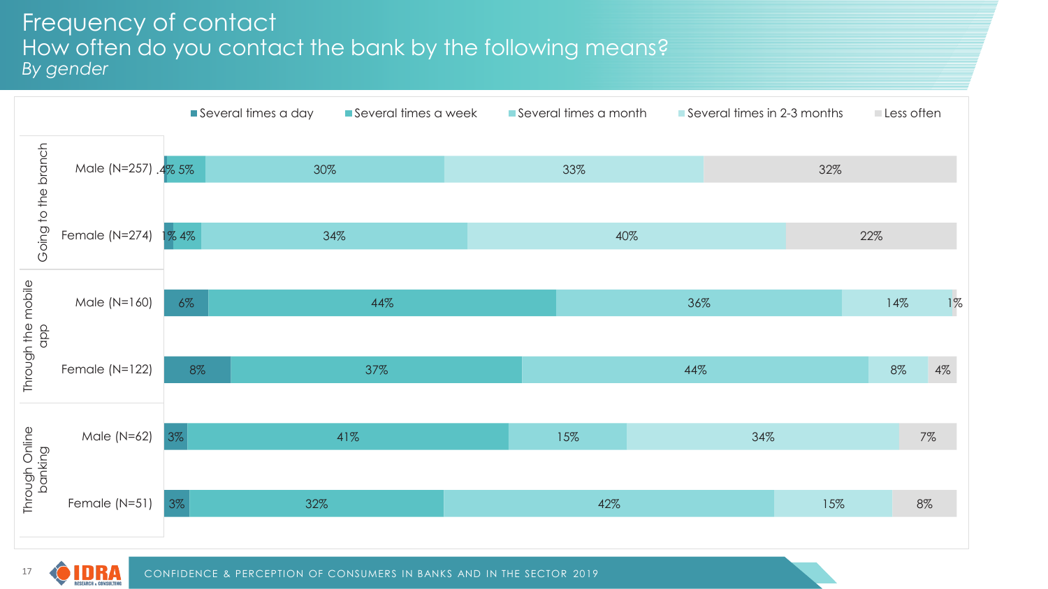# Frequency of contact

## How often do you contact the bank by the following means?

*By gender*

| Channel | Gender | Several times a day | Several times a week | Several times a month | Several times in 2-3 months | Less often |
|---|---|---|---|---|---|---|
| Going to the branch | Male (N=257) | .4% | 5% | 30% | 33% | 32% |
| | Female (N=274) | 1% | 4% | 34% | 40% | 22% |
| Through the mobile app | Male (N=160) | 6% | 44% | 36% | 14% | 1% |
| | Female (N=122) | 8% | 37% | 44% | 8% | 4% |
| Through Online banking | Male (N=62) | 3% | 41% | 15% | 34% | 7% |
| | Female (N=51) | 3% | 32% | 42% | 15% | 8% |

CONFIDENCE & PERCEPTION OF CONSUMERS IN BANKS AND IN THE SECTOR 2019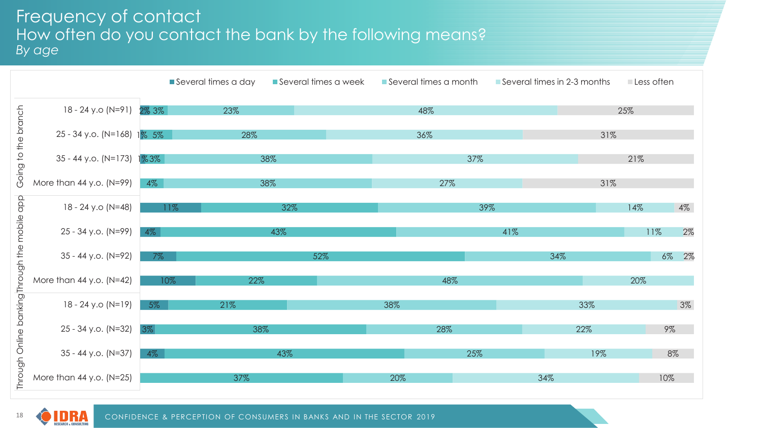# Frequency of contact

## How often do you contact the bank by the following means?

*By age*

| Means | Age group | Several times a day | Several times a week | Several times a month | Several times in 2-3 months | Less often |
|---|---|---|---|---|---|---|
| Going to the branch | 18 - 24 y.o (N=91) | 2% | 3% | 23% | 48% | 25% |
| | 25 - 34 y.o. (N=168) | 1% | 5% | 28% | 36% | 31% |
| | 35 - 44 y.o. (N=173) | 1% | 3% | 38% | 37% | 21% |
| | More than 44 y.o. (N=99) | | 4% | 38% | 27% | 31% |
| Through the mobile app | 18 - 24 y.o (N=48) | 11% | 32% | 39% | 14% | 4% |
| | 25 - 34 y.o. (N=99) | 4% | 43% | 41% | 11% | 2% |
| | 35 - 44 y.o. (N=92) | 7% | 52% | 34% | 6% | 2% |
| | More than 44 y.o. (N=42) | 10% | 22% | 48% | 20% | |
| Through Online banking | 18 - 24 y.o (N=19) | 5% | 21% | 38% | 33% | 3% |
| | 25 - 34 y.o. (N=32) | 3% | 38% | 28% | 22% | 9% |
| | 35 - 44 y.o. (N=37) | 4% | 43% | 25% | 19% | 8% |
| | More than 44 y.o. (N=25) | | 37% | 20% | 34% | 10% |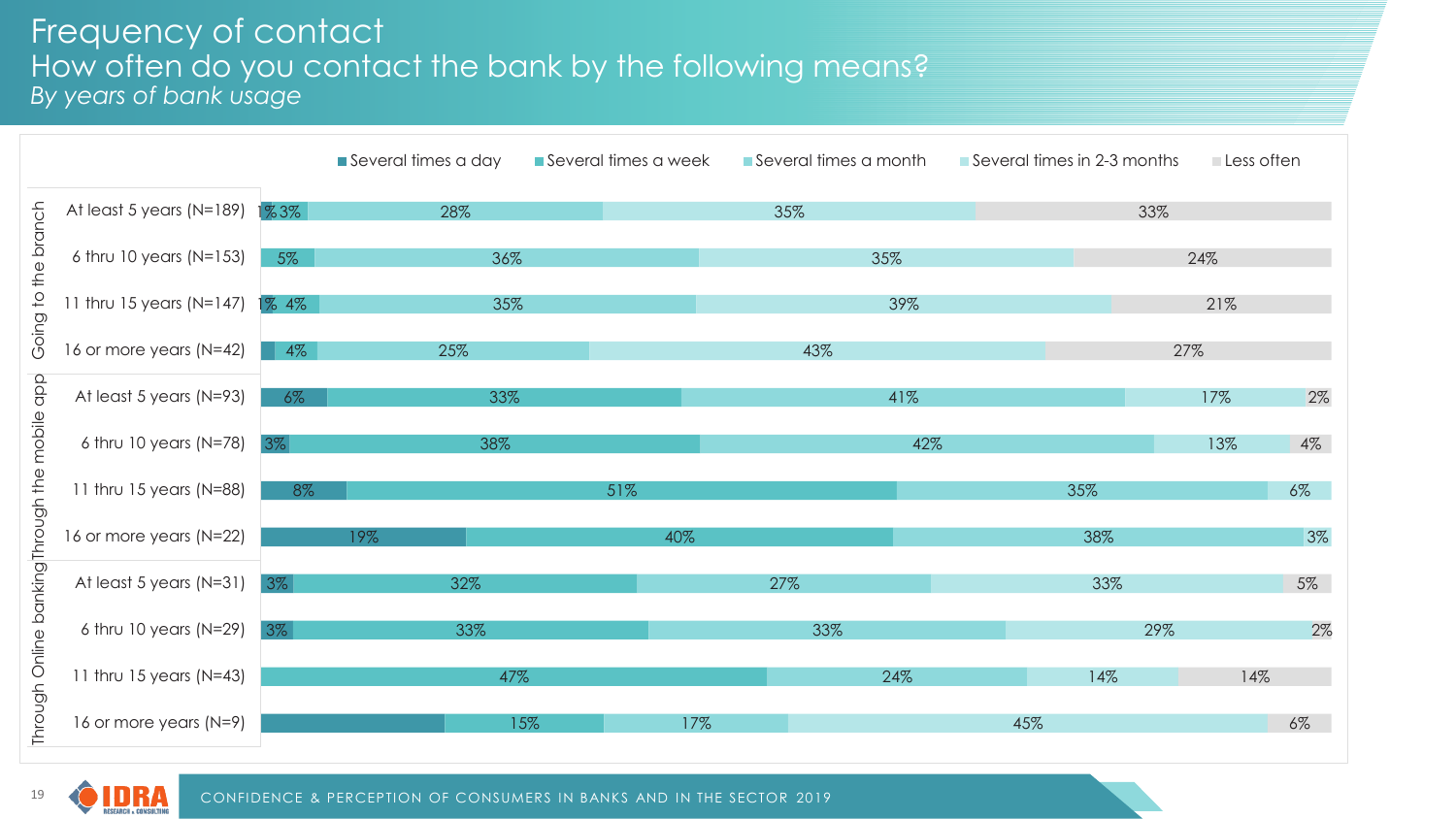# Frequency of contact

## How often do you contact the bank by the following means?

*By years of bank usage*

| Means | Years of bank usage | Several times a day | Several times a week | Several times a month | Several times in 2-3 months | Less often |
|---|---|---|---|---|---|---|
| Going to the branch | At least 5 years (N=189) | 1% | 3% | 28% | 35% | 33% |
| | 6 thru 10 years (N=153) | | 5% | 36% | 35% | 24% |
| | 11 thru 15 years (N=147) | 1% | 4% | 35% | 39% | 21% |
| | 16 or more years (N=42) | | 4% | 25% | 43% | 27% |
| Through the mobile app | At least 5 years (N=93) | 6% | 33% | 41% | 17% | 2% |
| | 6 thru 10 years (N=78) | 3% | 38% | 42% | 13% | 4% |
| | 11 thru 15 years (N=88) | 8% | 51% | 35% | 6% | |
| | 16 or more years (N=22) | 19% | 40% | 38% | 3% | |
| Through Online banking | At least 5 years (N=31) | 3% | 32% | 27% | 33% | 5% |
| | 6 thru 10 years (N=29) | 3% | 33% | 33% | 29% | 2% |
| | 11 thru 15 years (N=43) | | 47% | 24% | 14% | 14% |
| | 16 or more years (N=9) | | 15% | 17% | 45% | 6% |

CONFIDENCE & PERCEPTION OF CONSUMERS IN BANKS AND IN THE SECTOR 2019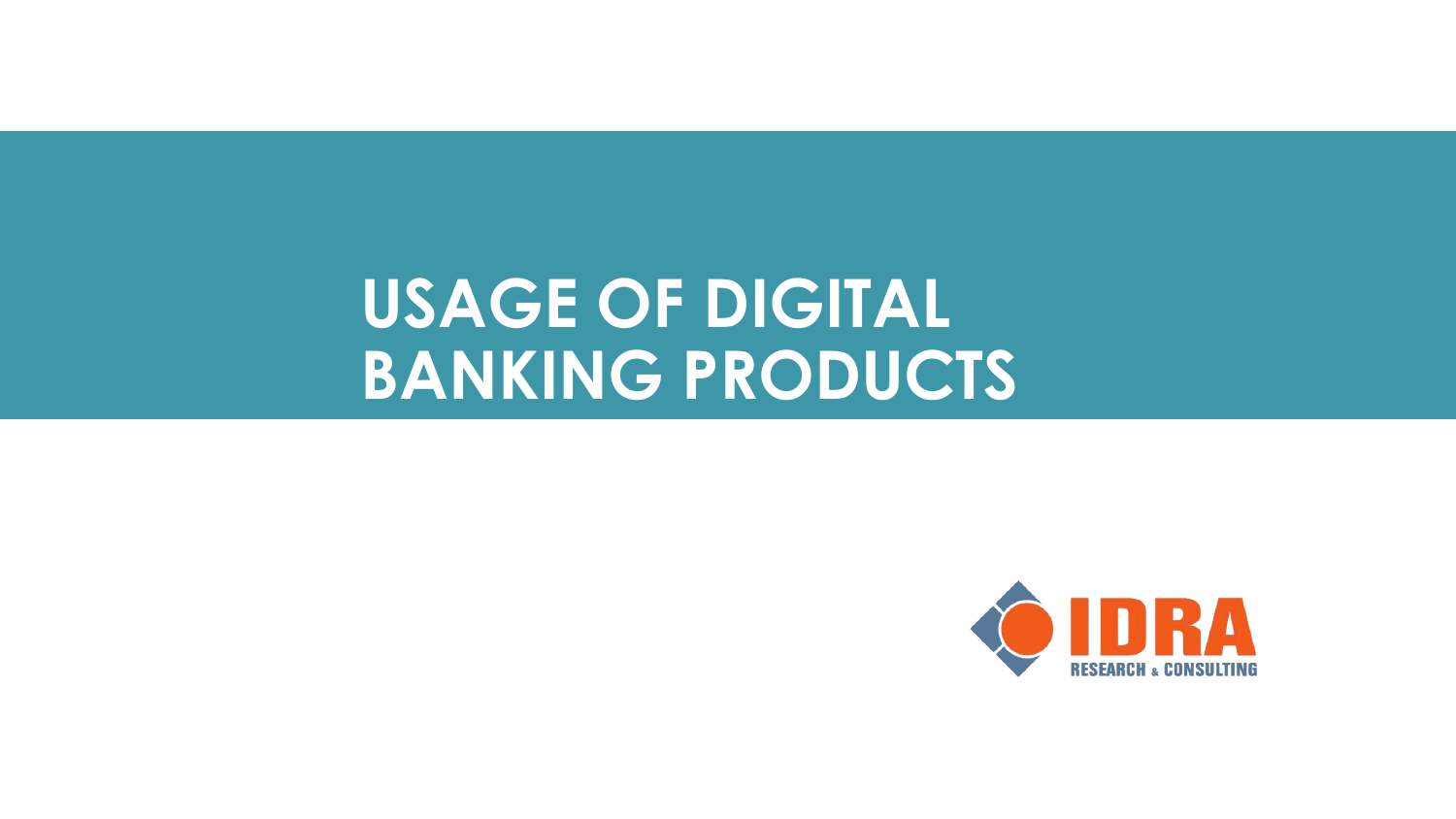# USAGE OF DIGITAL BANKING PRODUCTS

IDRA RESEARCH & CONSULTING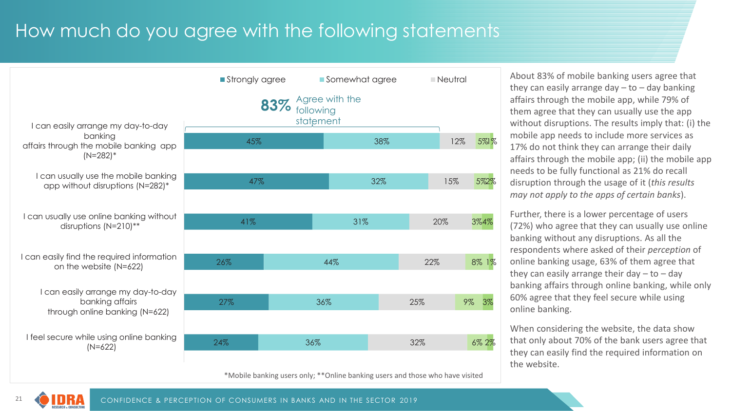# How much do you agree with the following statements

■ Strongly agree ■ Somewhat agree ■ Neutral

**83%** Agree with the following statement

| Statement | Strongly agree | Somewhat agree | Neutral | | |
|---|---|---|---|---|---|
| I can easily arrange my day-to-day banking affairs through the mobile banking app (N=282)* | 45% | 38% | 12% | 5% | 1% |
| I can usually use the mobile banking app without disruptions (N=282)* | 47% | 32% | 15% | 5% | 2% |
| I can usually use online banking without disruptions (N=210)** | 41% | 31% | 20% | 3% | 4% |
| I can easily find the required information on the website (N=622) | 26% | 44% | 22% | 8% | 1% |
| I can easily arrange my day-to-day banking affairs through online banking (N=622) | 27% | 36% | 25% | 9% | 3% |
| I feel secure while using online banking (N=622) | 24% | 36% | 32% | 6% | 2% |

*Mobile banking users only; **Online banking users and those who have visited

About 83% of mobile banking users agree that they can easily arrange day – to – day banking affairs through the mobile app, while 79% of them agree that they can usually use the app without disruptions. The results imply that: (i) the mobile app needs to include more services as 17% do not think they can arrange their daily affairs through the mobile app; (ii) the mobile app needs to be fully functional as 21% do recall disruption through the usage of it (*this results may not apply to the apps of certain banks*).

Further, there is a lower percentage of users (72%) who agree that they can usually use online banking without any disruptions. As all the respondents where asked of their *perception* of online banking usage, 63% of them agree that they can easily arrange their day – to – day banking affairs through online banking, while only 60% agree that they feel secure while using online banking.

When considering the website, the data show that only about 70% of the bank users agree that they can easily find the required information on the website.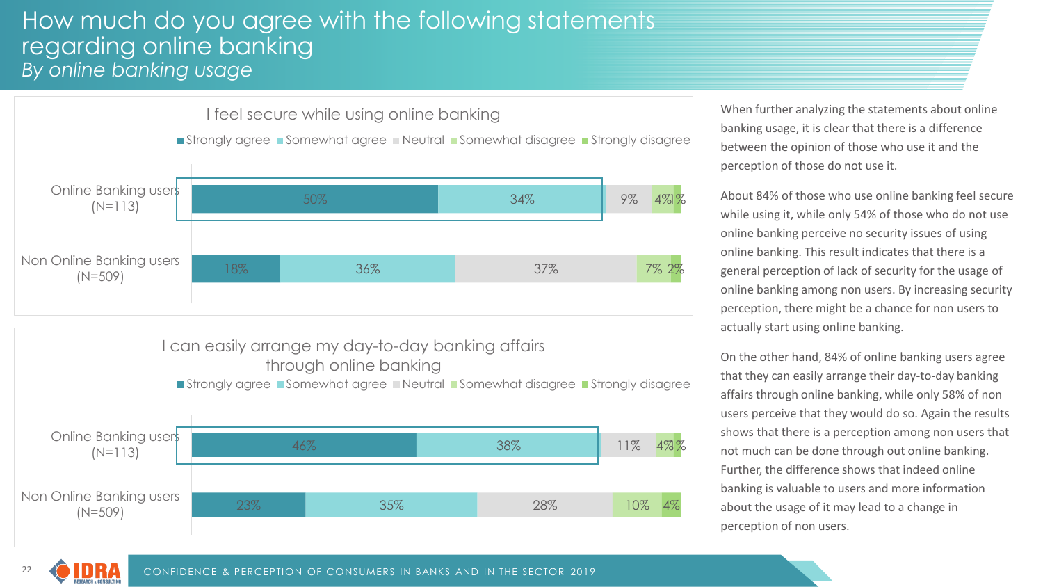# How much do you agree with the following statements regarding online banking

*By online banking usage*

### I feel secure while using online banking

| | Strongly agree | Somewhat agree | Neutral | Somewhat disagree | Strongly disagree |
|---|---|---|---|---|---|
| Online Banking users (N=113) | 50% | 34% | 9% | 4% | 1% |
| Non Online Banking users (N=509) | 18% | 36% | 37% | 7% | 2% |

### I can easily arrange my day-to-day banking affairs through online banking

| | Strongly agree | Somewhat agree | Neutral | Somewhat disagree | Strongly disagree |
|---|---|---|---|---|---|
| Online Banking users (N=113) | 46% | 38% | 11% | 4% | 1% |
| Non Online Banking users (N=509) | 23% | 35% | 28% | 10% | 4% |

When further analyzing the statements about online banking usage, it is clear that there is a difference between the opinion of those who use it and the perception of those do not use it.

About 84% of those who use online banking feel secure while using it, while only 54% of those who do not use online banking perceive no security issues of using online banking. This result indicates that there is a general perception of lack of security for the usage of online banking among non users. By increasing security perception, there might be a chance for non users to actually start using online banking.

On the other hand, 84% of online banking users agree that they can easily arrange their day-to-day banking affairs through online banking, while only 58% of non users perceive that they would do so. Again the results shows that there is a perception among non users that not much can be done through out online banking. Further, the difference shows that indeed online banking is valuable to users and more information about the usage of it may lead to a change in perception of non users.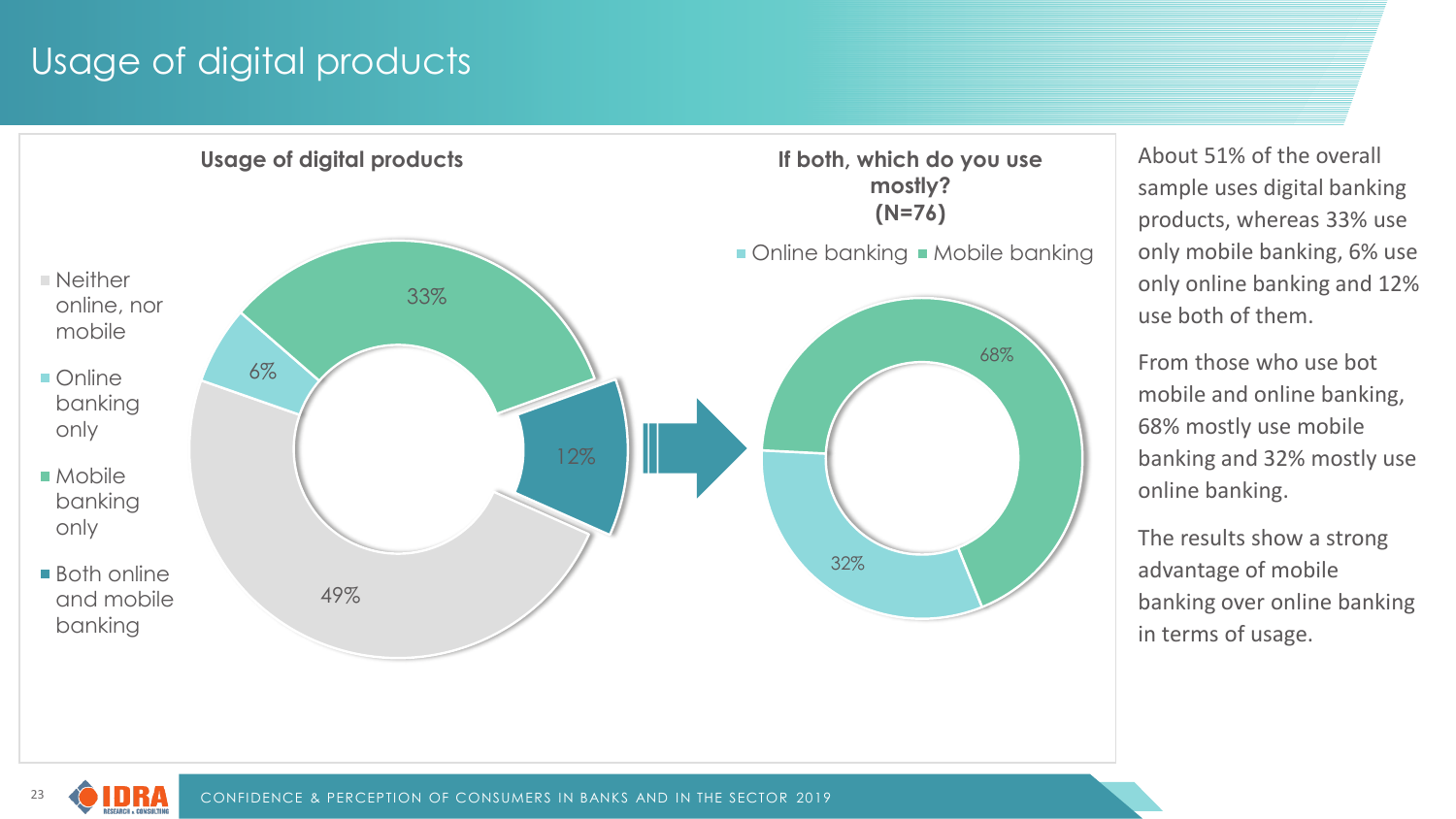# Usage of digital products

### Usage of digital products

| Category | Share |
| --- | --- |
| Neither online, nor mobile | 49% |
| Online banking only | 6% |
| Mobile banking only | 33% |
| Both online and mobile banking | 12% |

### If both, which do you use mostly? (N=76)

| Category | Share |
| --- | --- |
| Online banking | 32% |
| Mobile banking | 68% |

About 51% of the overall sample uses digital banking products, whereas 33% use only mobile banking, 6% use only online banking and 12% use both of them.

From those who use bot mobile and online banking, 68% mostly use mobile banking and 32% mostly use online banking.

The results show a strong advantage of mobile banking over online banking in terms of usage.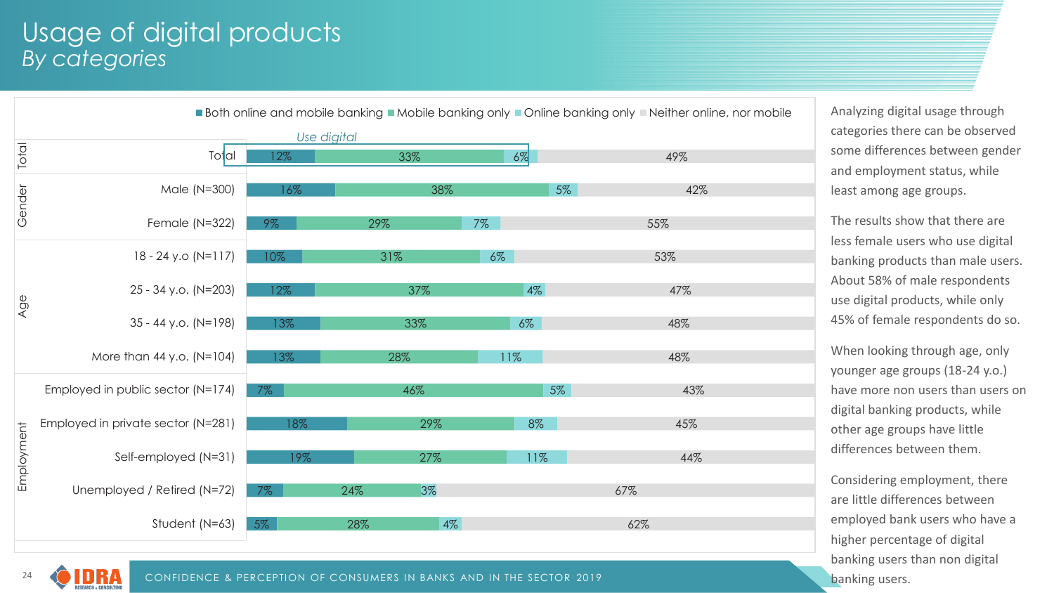# Usage of digital products
*By categories*

| Category | Group | Both online and mobile banking | Mobile banking only | Online banking only | Neither online, nor mobile |
|---|---|---|---|---|---|
| Total | Total | 12% | 33% | 6% | 49% |
| Gender | Male (N=300) | 16% | 38% | 5% | 42% |
| | Female (N=322) | 9% | 29% | 7% | 55% |
| Age | 18 - 24 y.o (N=117) | 10% | 31% | 6% | 53% |
| | 25 - 34 y.o. (N=203) | 12% | 37% | 4% | 47% |
| | 35 - 44 y.o. (N=198) | 13% | 33% | 6% | 48% |
| | More than 44 y.o. (N=104) | 13% | 28% | 11% | 48% |
| Employment | Employed in public sector (N=174) | 7% | 46% | 5% | 43% |
| | Employed in private sector (N=281) | 18% | 29% | 8% | 45% |
| | Self-employed (N=31) | 19% | 27% | 11% | 44% |
| | Unemployed / Retired (N=72) | 7% | 24% | 3% | 67% |
| | Student (N=63) | 5% | 28% | 4% | 62% |

*Use digital* (highlighted: Both online and mobile banking, Mobile banking only, Online banking only)

Analyzing digital usage through categories there can be observed some differences between gender and employment status, while least among age groups.

The results show that there are less female users who use digital banking products than male users. About 58% of male respondents use digital products, while only 45% of female respondents do so.

When looking through age, only younger age groups (18-24 y.o.) have more non users than users on digital banking products, while other age groups have little differences between them.

Considering employment, there are little differences between employed bank users who have a higher percentage of digital banking users than non digital banking users.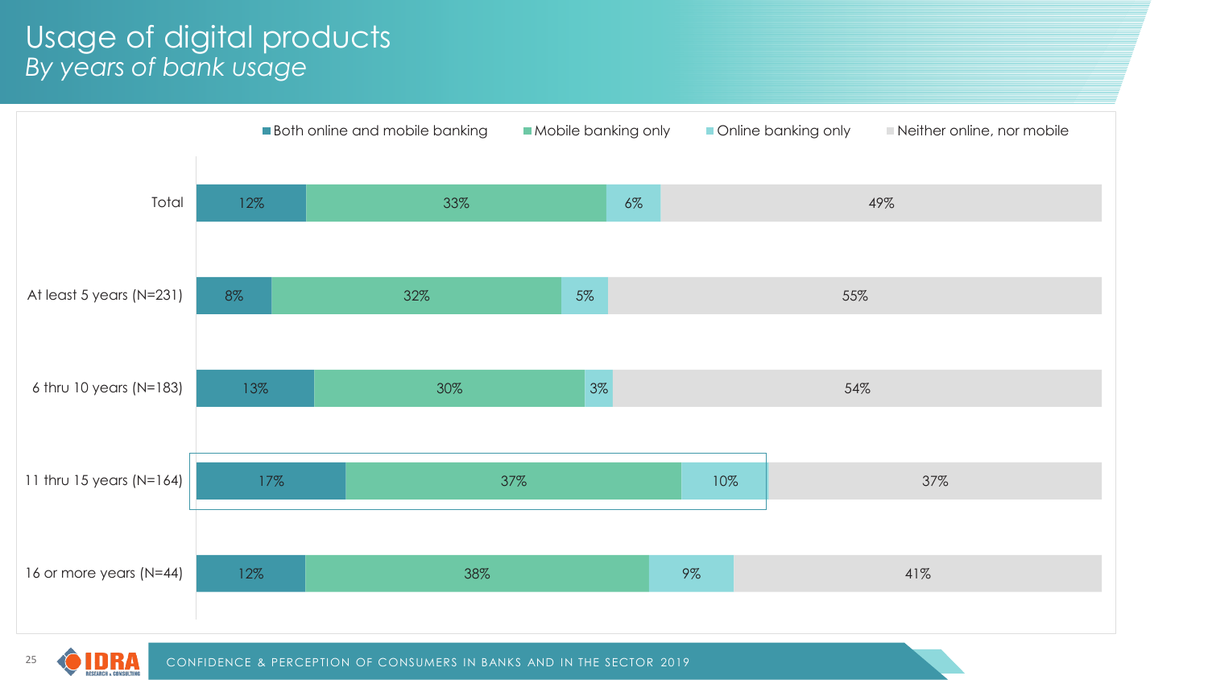# Usage of digital products
*By years of bank usage*

| | Both online and mobile banking | Mobile banking only | Online banking only | Neither online, nor mobile |
|---|---|---|---|---|
| Total | 12% | 33% | 6% | 49% |
| At least 5 years (N=231) | 8% | 32% | 5% | 55% |
| 6 thru 10 years (N=183) | 13% | 30% | 3% | 54% |
| 11 thru 15 years (N=164) | 17% | 37% | 10% | 37% |
| 16 or more years (N=44) | 12% | 38% | 9% | 41% |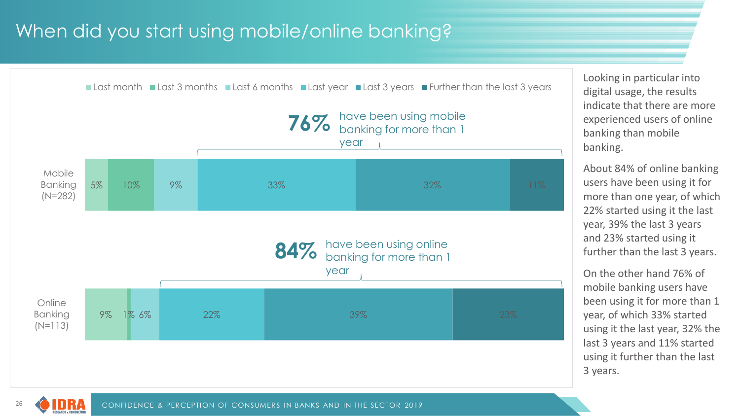# When did you start using mobile/online banking?

| | Last month | Last 3 months | Last 6 months | Last year | Last 3 years | Further than the last 3 years |
|---|---|---|---|---|---|---|
| Mobile Banking (N=282) | 5% | 10% | 9% | 33% | 32% | 11% |
| Online Banking (N=113) | 9% | 1% | 6% | 22% | 39% | 23% |

**76%** have been using mobile banking for more than 1 year

**84%** have been using online banking for more than 1 year

Looking in particular into digital usage, the results indicate that there are more experienced users of online banking than mobile banking.

About 84% of online banking users have been using it for more than one year, of which 22% started using it the last year, 39% the last 3 years and 23% started using it further than the last 3 years.

On the other hand 76% of mobile banking users have been using it for more than 1 year, of which 33% started using it the last year, 32% the last 3 years and 11% started using it further than the last 3 years.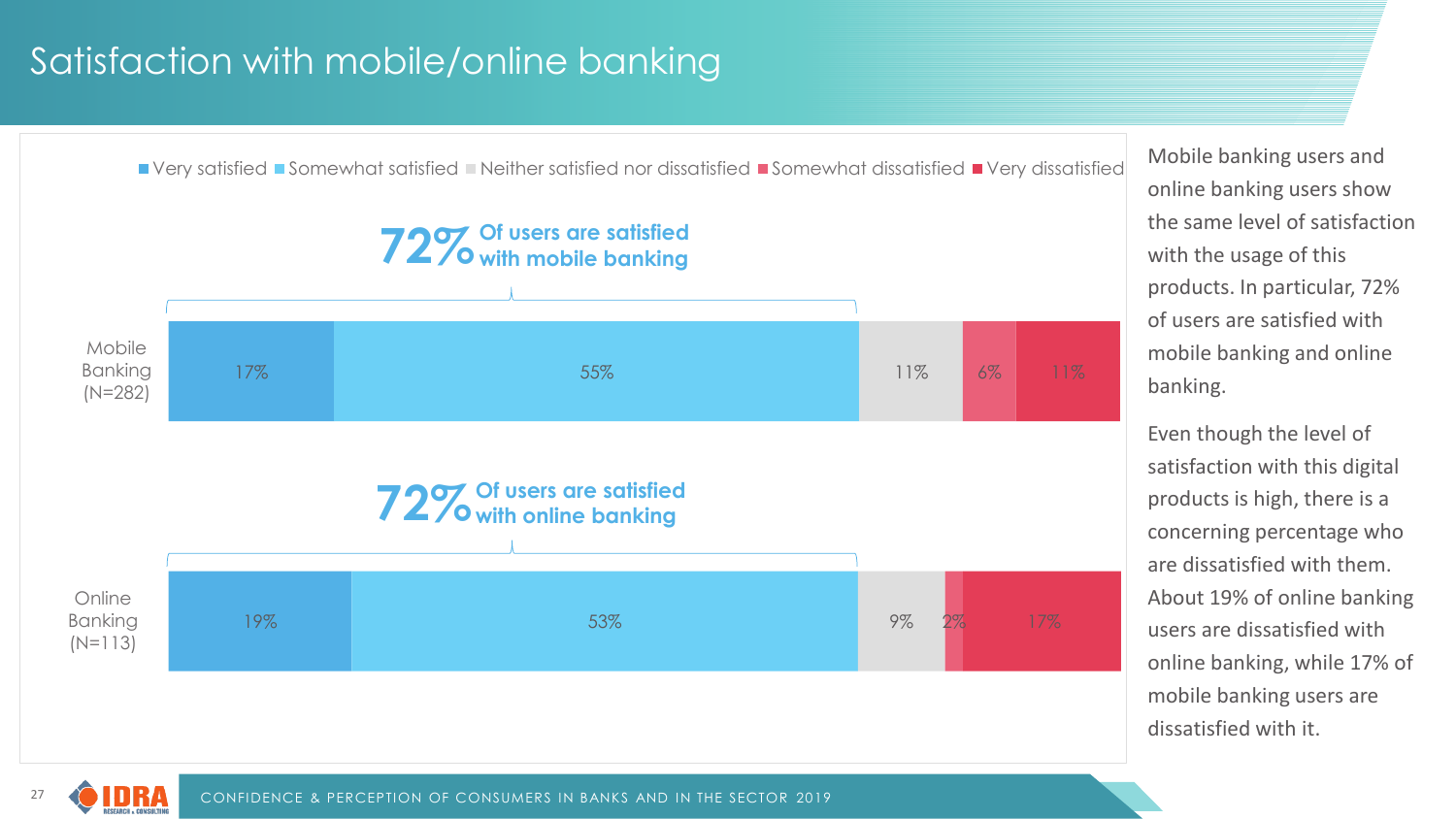# Satisfaction with mobile/online banking

Very satisfied | Somewhat satisfied | Neither satisfied nor dissatisfied | Somewhat dissatisfied | Very dissatisfied

**72%** Of users are satisfied with mobile banking

**72%** Of users are satisfied with online banking

| | Very satisfied | Somewhat satisfied | Neither satisfied nor dissatisfied | Somewhat dissatisfied | Very dissatisfied |
|---|---|---|---|---|---|
| Mobile Banking (N=282) | 17% | 55% | 11% | 6% | 11% |
| Online Banking (N=113) | 19% | 53% | 9% | 2% | 17% |

Mobile banking users and online banking users show the same level of satisfaction with the usage of this products. In particular, 72% of users are satisfied with mobile banking and online banking.

Even though the level of satisfaction with this digital products is high, there is a concerning percentage who are dissatisfied with them. About 19% of online banking users are dissatisfied with online banking, while 17% of mobile banking users are dissatisfied with it.

CONFIDENCE & PERCEPTION OF CONSUMERS IN BANKS AND IN THE SECTOR 2019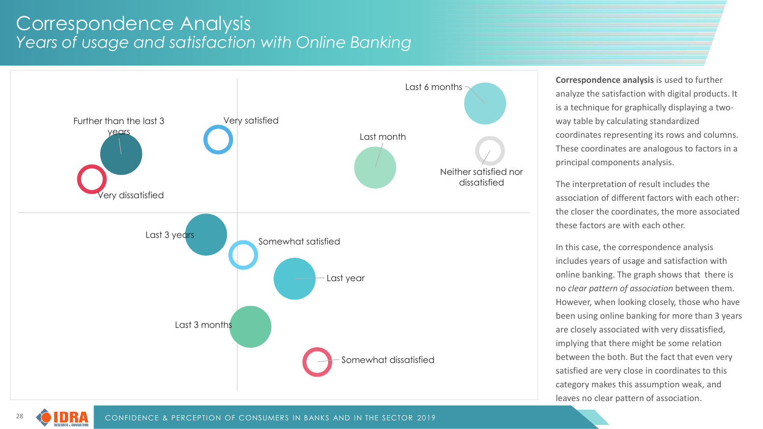# Correspondence Analysis

## *Years of usage and satisfaction with Online Banking*

Further than the last 3 years

Very satisfied

Last 6 months

Last month

Neither satisfied nor dissatisfied

Very dissatisfied

Last 3 years

Somewhat satisfied

Last year

Last 3 months

Somewhat dissatisfied

**Correspondence analysis** is used to further analyze the satisfaction with digital products. It is a technique for graphically displaying a two-way table by calculating standardized coordinates representing its rows and columns. These coordinates are analogous to factors in a principal components analysis.

The interpretation of result includes the association of different factors with each other: the closer the coordinates, the more associated these factors are with each other.

In this case, the correspondence analysis includes years of usage and satisfaction with online banking. The graph shows that there is no *clear pattern of association* between them. However, when looking closely, those who have been using online banking for more than 3 years are closely associated with very dissatisfied, implying that there might be some relation between the both. But the fact that even very satisfied are very close in coordinates to this category makes this assumption weak, and leaves no clear pattern of association.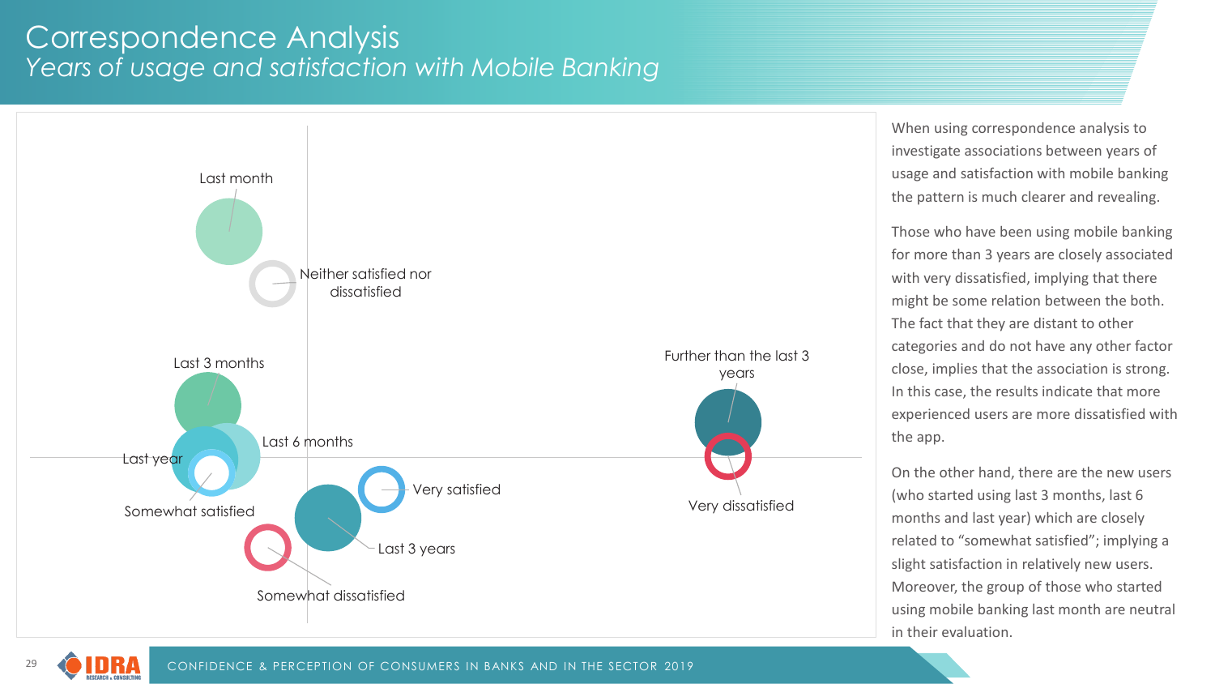# Correspondence Analysis

*Years of usage and satisfaction with Mobile Banking*

Last month

Neither satisfied nor dissatisfied

Last 3 months

Last 6 months

Last year

Somewhat satisfied

Very satisfied

Last 3 years

Somewhat dissatisfied

Further than the last 3 years

Very dissatisfied

When using correspondence analysis to investigate associations between years of usage and satisfaction with mobile banking the pattern is much clearer and revealing.

Those who have been using mobile banking for more than 3 years are closely associated with very dissatisfied, implying that there might be some relation between the both. The fact that they are distant to other categories and do not have any other factor close, implies that the association is strong. In this case, the results indicate that more experienced users are more dissatisfied with the app.

On the other hand, there are the new users (who started using last 3 months, last 6 months and last year) which are closely related to "somewhat satisfied"; implying a slight satisfaction in relatively new users. Moreover, the group of those who started using mobile banking last month are neutral in their evaluation.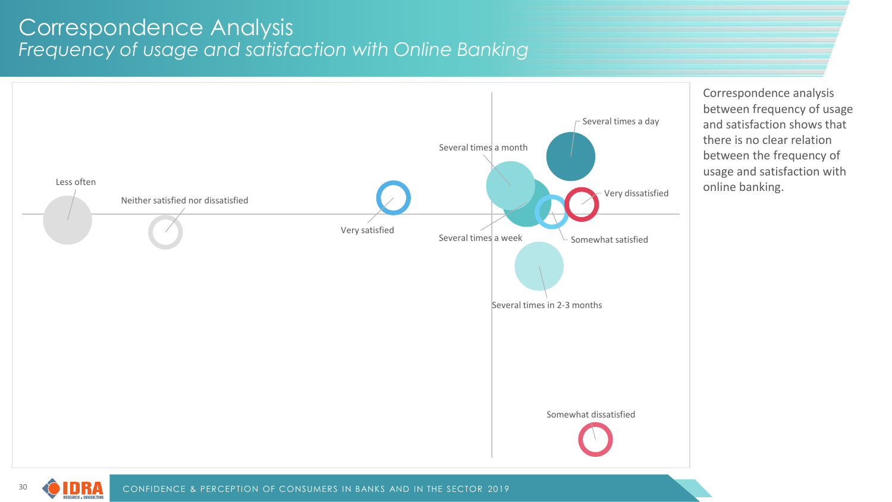# Correspondence Analysis

*Frequency of usage and satisfaction with Online Banking*

Several times a day

Several times a month

Less often

Neither satisfied nor dissatisfied

Very dissatisfied

Very satisfied

Several times a week

Somewhat satisfied

Several times in 2-3 months

Somewhat dissatisfied

Correspondence analysis between frequency of usage and satisfaction shows that there is no clear relation between the frequency of usage and satisfaction with online banking.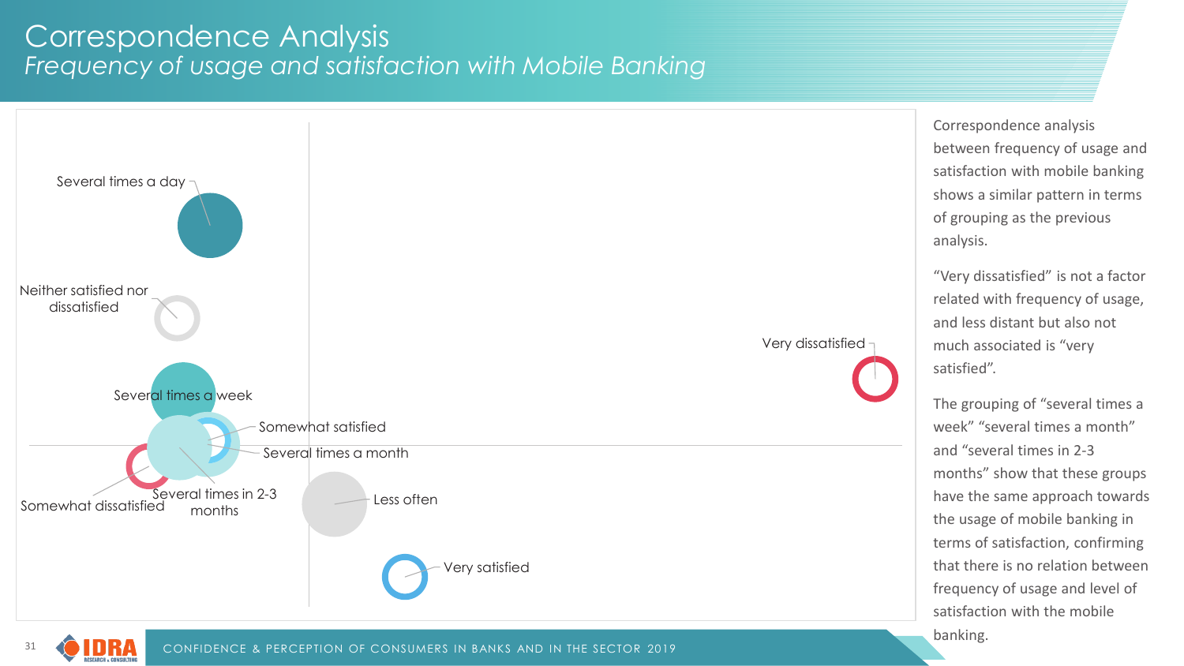# Correspondence Analysis

*Frequency of usage and satisfaction with Mobile Banking*

Several times a day

Neither satisfied nor dissatisfied

Very dissatisfied

Several times a week

Somewhat satisfied

Several times a month

Somewhat dissatisfied

Several times in 2-3 months

Less often

Very satisfied

Correspondence analysis between frequency of usage and satisfaction with mobile banking shows a similar pattern in terms of grouping as the previous analysis.

"Very dissatisfied" is not a factor related with frequency of usage, and less distant but also not much associated is "very satisfied".

The grouping of "several times a week" "several times a month" and "several times in 2-3 months" show that these groups have the same approach towards the usage of mobile banking in terms of satisfaction, confirming that there is no relation between frequency of usage and level of satisfaction with the mobile banking.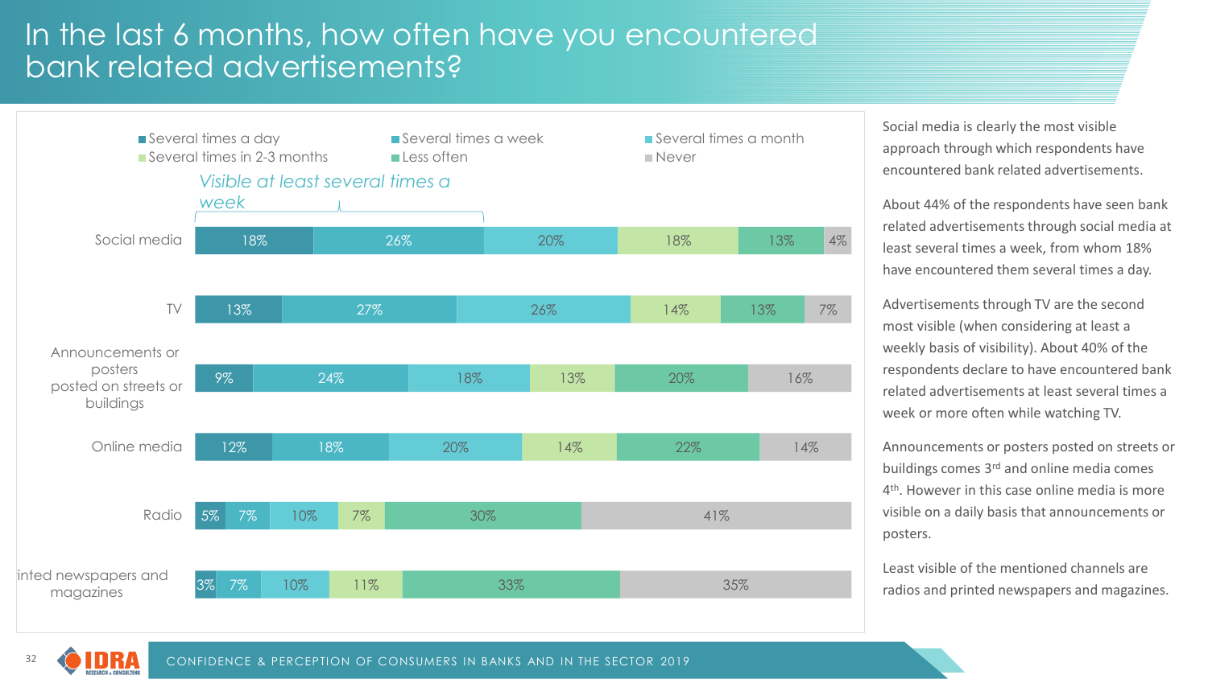# In the last 6 months, how often have you encountered bank related advertisements?

*Visible at least several times a week* (Several times a day + Several times a week)

| | Several times a day | Several times a week | Several times a month | Several times in 2-3 months | Less often | Never |
|---|---|---|---|---|---|---|
| Social media | 18% | 26% | 20% | 18% | 13% | 4% |
| TV | 13% | 27% | 26% | 14% | 13% | 7% |
| Announcements or posters posted on streets or buildings | 9% | 24% | 18% | 13% | 20% | 16% |
| Online media | 12% | 18% | 20% | 14% | 22% | 14% |
| Radio | 5% | 7% | 10% | 7% | 30% | 41% |
| Printed newspapers and magazines | 3% | 7% | 10% | 11% | 33% | 35% |

Social media is clearly the most visible approach through which respondents have encountered bank related advertisements.

About 44% of the respondents have seen bank related advertisements through social media at least several times a week, from whom 18% have encountered them several times a day.

Advertisements through TV are the second most visible (when considering at least a weekly basis of visibility). About 40% of the respondents declare to have encountered bank related advertisements at least several times a week or more often while watching TV.

Announcements or posters posted on streets or buildings comes 3rd and online media comes 4th. However in this case online media is more visible on a daily basis that announcements or posters.

Least visible of the mentioned channels are radios and printed newspapers and magazines.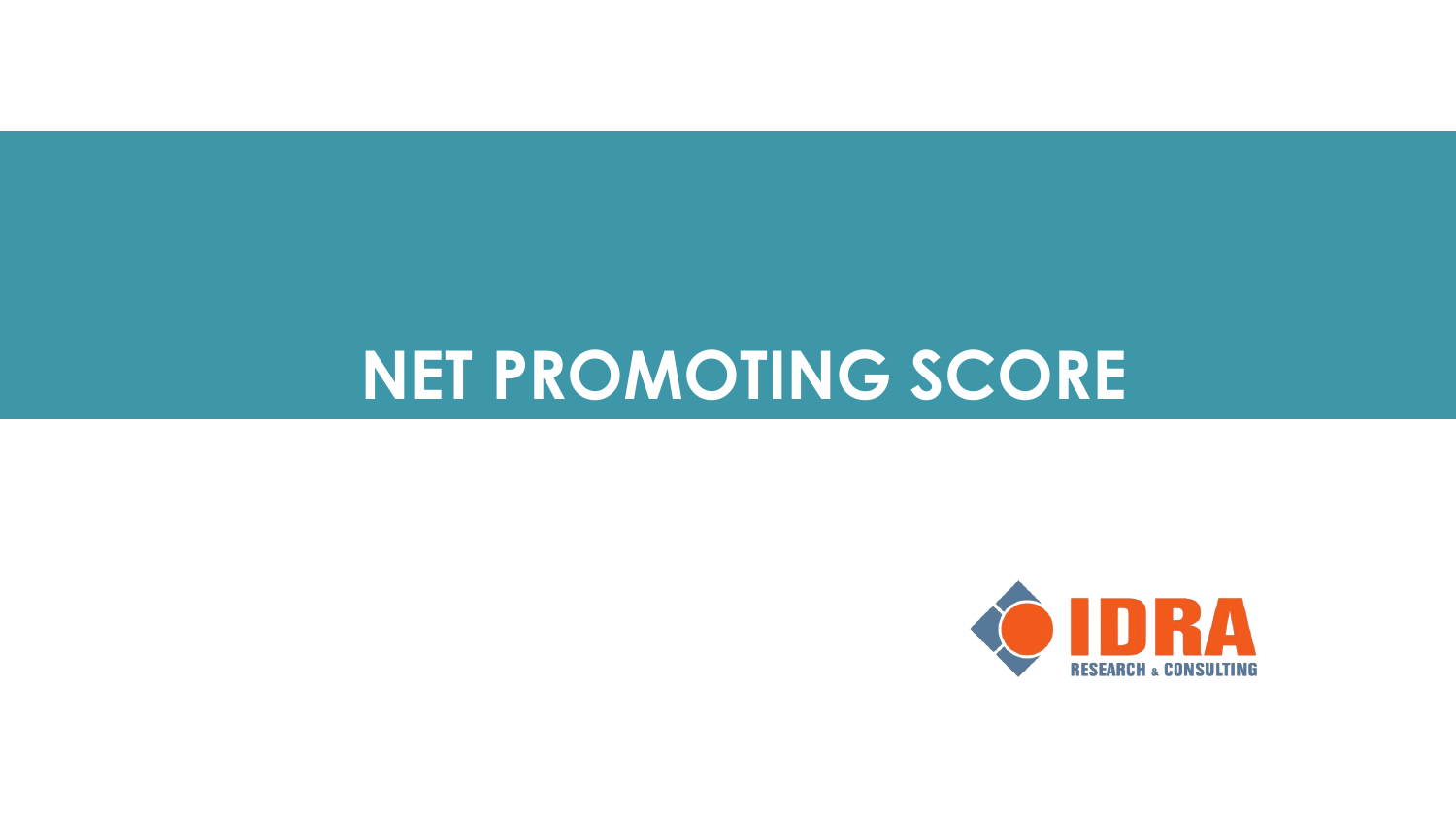# NET PROMOTING SCORE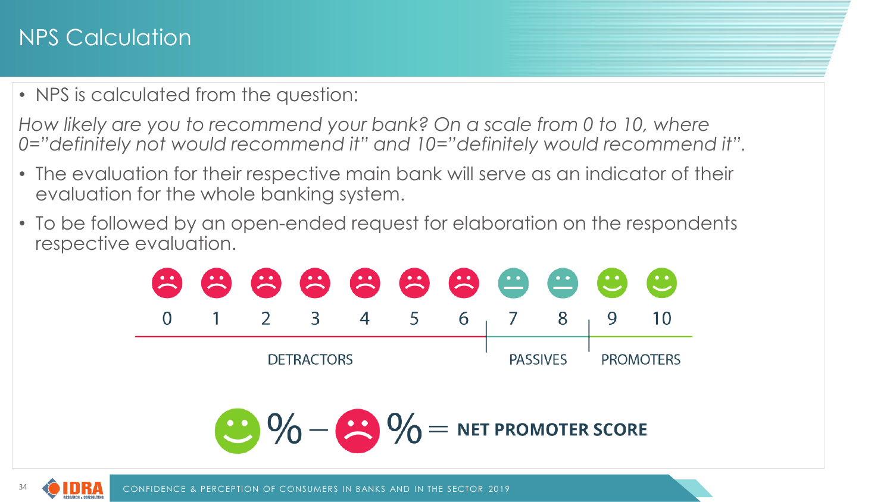# NPS Calculation

- NPS is calculated from the question:

*How likely are you to recommend your bank? On a scale from 0 to 10, where 0="definitely not would recommend it" and 10="definitely would recommend it".*

- The evaluation for their respective main bank will serve as an indicator of their evaluation for the whole banking system.
- To be followed by an open-ended request for elaboration on the respondents respective evaluation.

| 0 | 1 | 2 | 3 | 4 | 5 | 6 | 7 | 8 | 9 | 10 |
|---|---|---|---|---|---|---|---|---|---|---|
| DETRACTORS | | | | | | | PASSIVES | | PROMOTERS | |

% (promoters) – % (detractors) = **NET PROMOTER SCORE**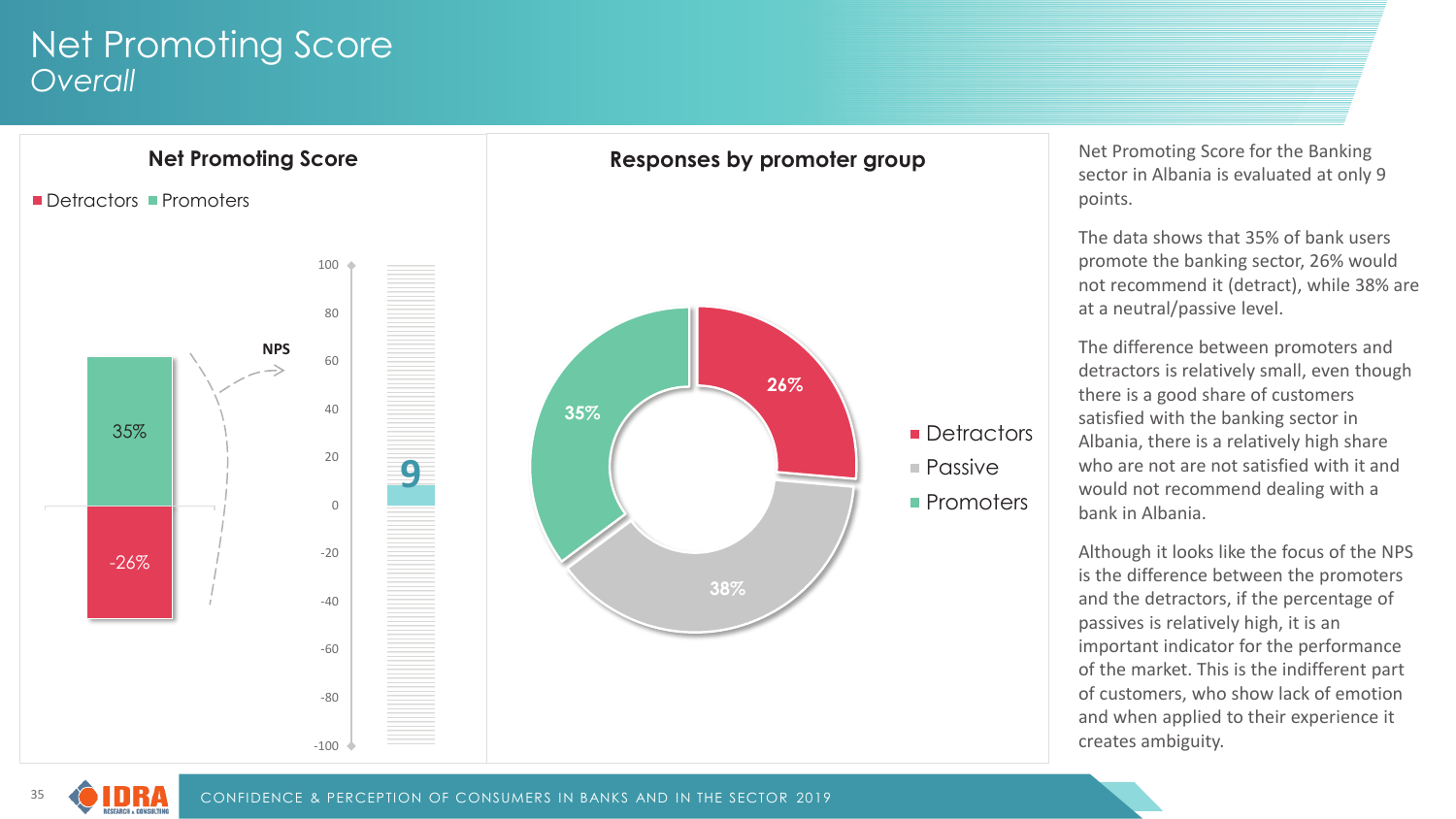# Net Promoting Score
*Overall*

## Net Promoting Score

Detractors, Promoters

| | Value |
|---|---|
| Promoters | 35% |
| Detractors | -26% |
| NPS | 9 |

## Responses by promoter group

| Group | Share |
|---|---|
| Detractors | 26% |
| Passive | 38% |
| Promoters | 35% |

Net Promoting Score for the Banking sector in Albania is evaluated at only 9 points.

The data shows that 35% of bank users promote the banking sector, 26% would not recommend it (detract), while 38% are at a neutral/passive level.

The difference between promoters and detractors is relatively small, even though there is a good share of customers satisfied with the banking sector in Albania, there is a relatively high share who are not are not satisfied with it and would not recommend dealing with a bank in Albania.

Although it looks like the focus of the NPS is the difference between the promoters and the detractors, if the percentage of passives is relatively high, it is an important indicator for the performance of the market. This is the indifferent part of customers, who show lack of emotion and when applied to their experience it creates ambiguity.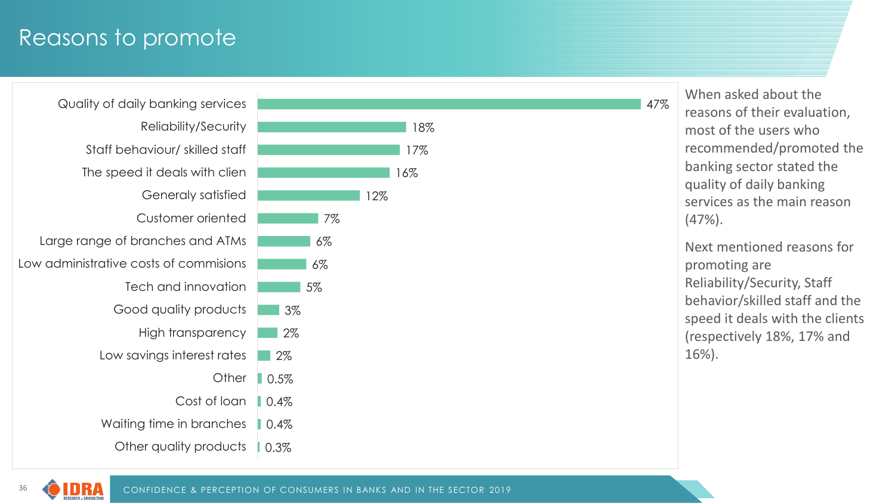# Reasons to promote

| Reason | % |
|---|---|
| Quality of daily banking services | 47% |
| Reliability/Security | 18% |
| Staff behaviour/ skilled staff | 17% |
| The speed it deals with clien | 16% |
| Generaly satisfied | 12% |
| Customer oriented | 7% |
| Large range of branches and ATMs | 6% |
| Low administrative costs of commisions | 6% |
| Tech and innovation | 5% |
| Good quality products | 3% |
| High transparency | 2% |
| Low savings interest rates | 2% |
| Other | 0.5% |
| Cost of loan | 0.4% |
| Waiting time in branches | 0.4% |
| Other quality products | 0.3% |

When asked about the reasons of their evaluation, most of the users who recommended/promoted the banking sector stated the quality of daily banking services as the main reason (47%).

Next mentioned reasons for promoting are Reliability/Security, Staff behavior/skilled staff and the speed it deals with the clients (respectively 18%, 17% and 16%).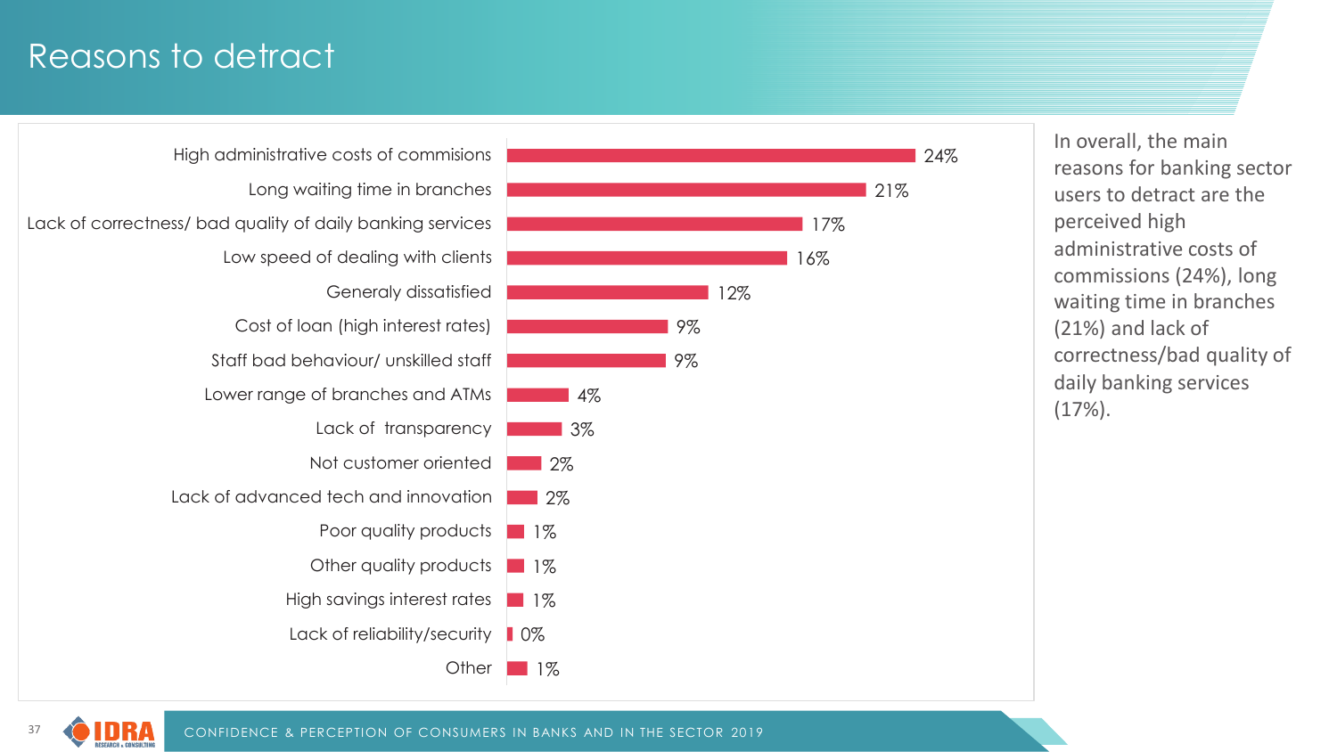# Reasons to detract

| Reason | % |
|---|---|
| High administrative costs of commisions | 24% |
| Long waiting time in branches | 21% |
| Lack of correctness/ bad quality of daily banking services | 17% |
| Low speed of dealing with clients | 16% |
| Generaly dissatisfied | 12% |
| Cost of loan (high interest rates) | 9% |
| Staff bad behaviour/ unskilled staff | 9% |
| Lower range of branches and ATMs | 4% |
| Lack of transparency | 3% |
| Not customer oriented | 2% |
| Lack of advanced tech and innovation | 2% |
| Poor quality products | 1% |
| Other quality products | 1% |
| High savings interest rates | 1% |
| Lack of reliability/security | 0% |
| Other | 1% |

In overall, the main reasons for banking sector users to detract are the perceived high administrative costs of commissions (24%), long waiting time in branches (21%) and lack of correctness/bad quality of daily banking services (17%).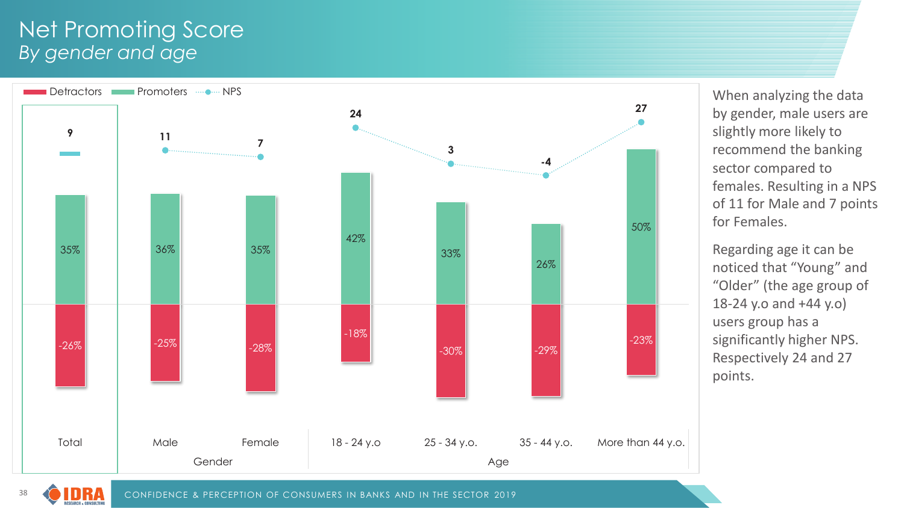# Net Promoting Score

*By gender and age*

| | Total | Male | Female | 18 - 24 y.o | 25 - 34 y.o. | 35 - 44 y.o. | More than 44 y.o. |
|---|---|---|---|---|---|---|---|
| | | Gender | | Age | | | |
| Promoters | 35% | 36% | 35% | 42% | 33% | 26% | 50% |
| Detractors | -26% | -25% | -28% | -18% | -30% | -29% | -23% |
| NPS | 9 | 11 | 7 | 24 | 3 | -4 | 27 |

When analyzing the data by gender, male users are slightly more likely to recommend the banking sector compared to females. Resulting in a NPS of 11 for Male and 7 points for Females.

Regarding age it can be noticed that "Young" and "Older" (the age group of 18-24 y.o and +44 y.o) users group has a significantly higher NPS. Respectively 24 and 27 points.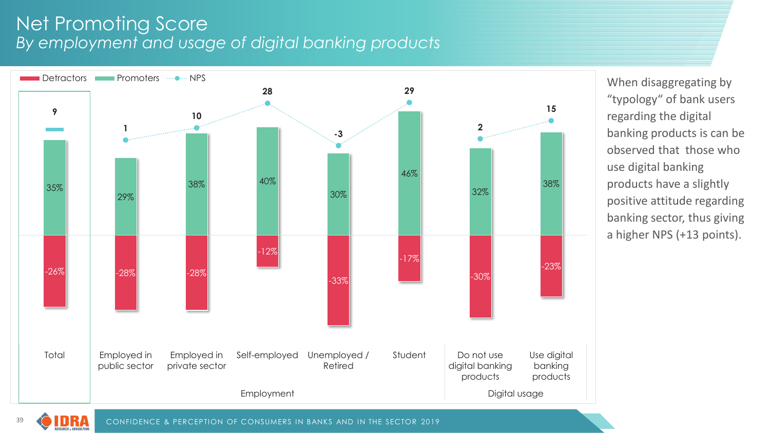# Net Promoting Score

*By employment and usage of digital banking products*

| | Total | Employed in public sector | Employed in private sector | Self-employed | Unemployed / Retired | Student | Do not use digital banking products | Use digital banking products |
|---|---|---|---|---|---|---|---|---|
| Group | | Employment | | | | | Digital usage | |
| Promoters | 35% | 29% | 38% | 40% | 30% | 46% | 32% | 38% |
| Detractors | -26% | -28% | -28% | -12% | -33% | -17% | -30% | -23% |
| NPS | 9 | 1 | 10 | 28 | -3 | 29 | 2 | 15 |

When disaggregating by “typology“ of bank users regarding the digital banking products is can be observed that those who use digital banking products have a slightly positive attitude regarding banking sector, thus giving a higher NPS (+13 points).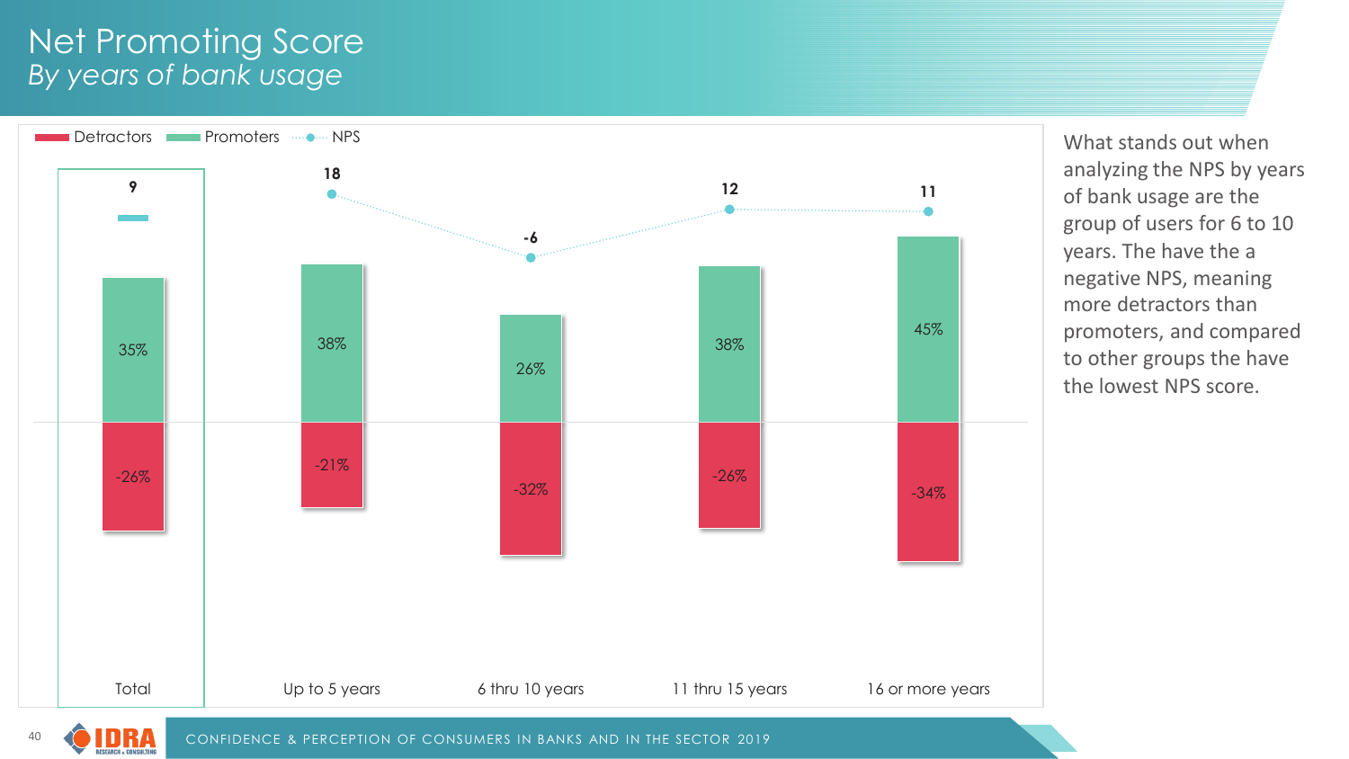# Net Promoting Score
*By years of bank usage*

| | Total | Up to 5 years | 6 thru 10 years | 11 thru 15 years | 16 or more years |
|---|---|---|---|---|---|
| NPS | 9 | 18 | -6 | 12 | 11 |
| Promoters | 35% | 38% | 26% | 38% | 45% |
| Detractors | -26% | -21% | -32% | -26% | -34% |

What stands out when analyzing the NPS by years of bank usage are the group of users for 6 to 10 years. The have the a negative NPS, meaning more detractors than promoters, and compared to other groups the have the lowest NPS score.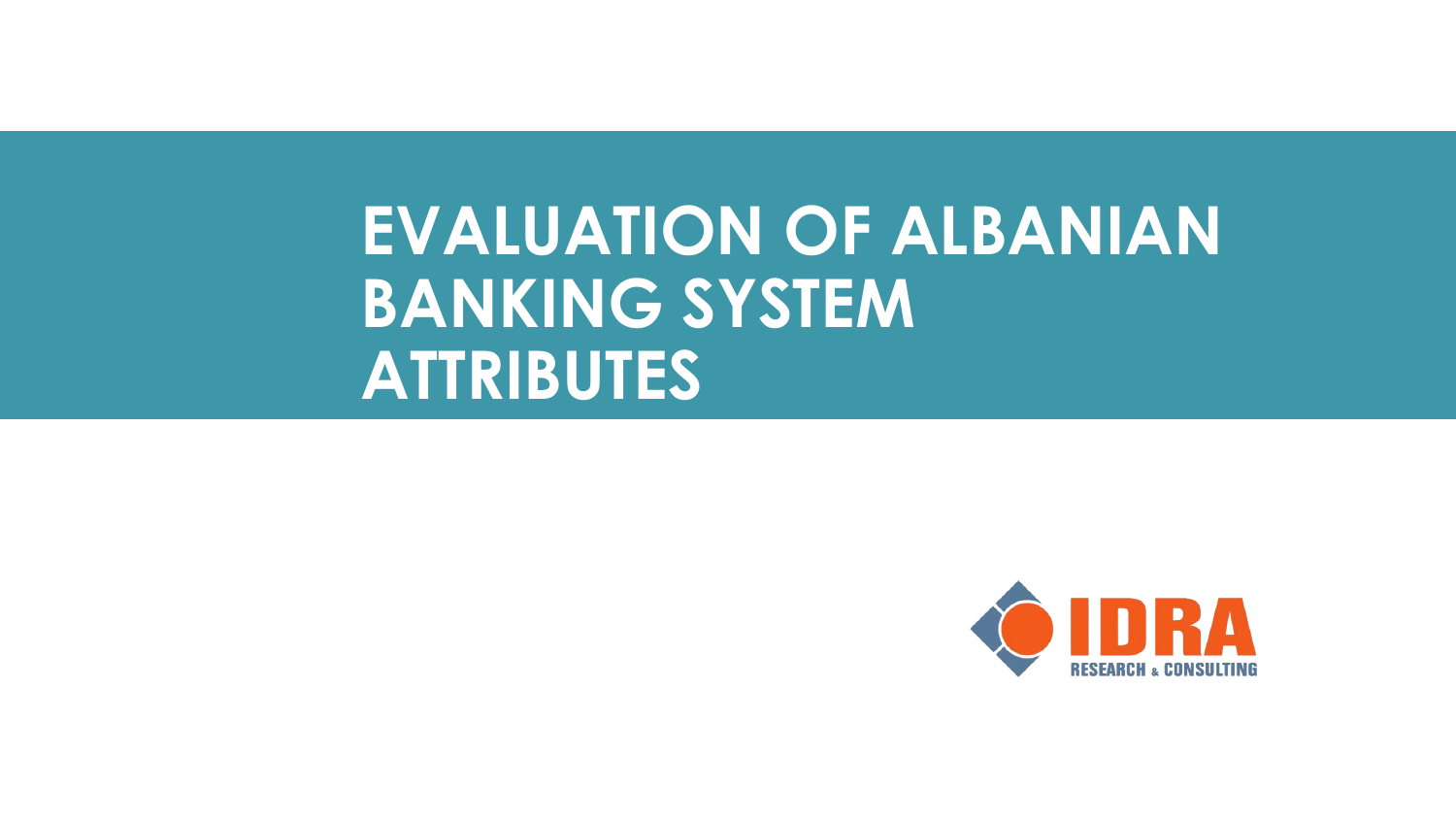# EVALUATION OF ALBANIAN BANKING SYSTEM ATTRIBUTES

IDRA
RESEARCH & CONSULTING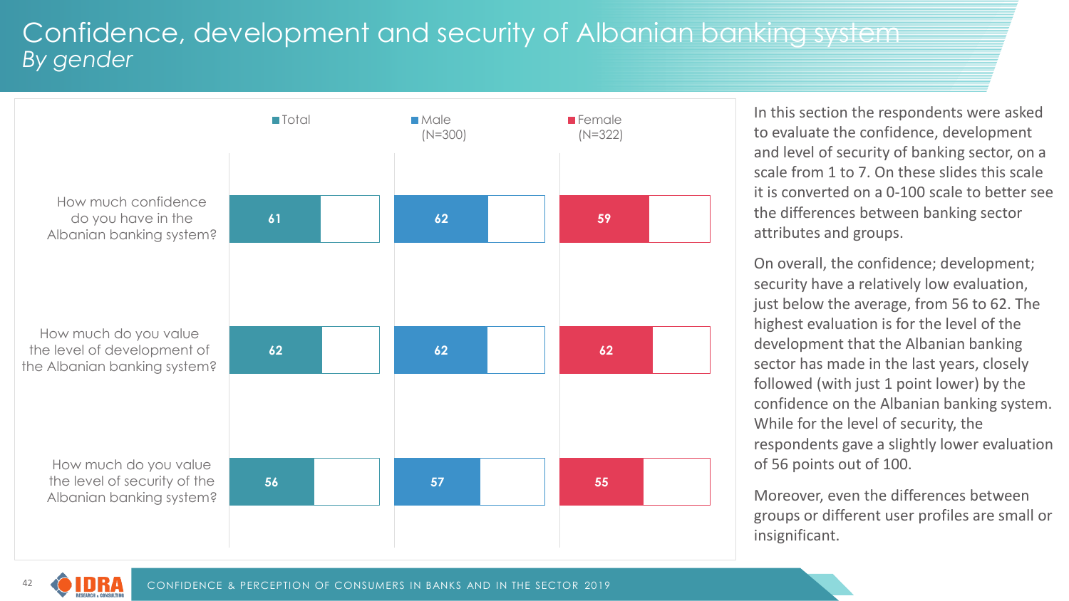# Confidence, development and security of Albanian banking system

*By gender*

| | Total | Male (N=300) | Female (N=322) |
|---|---|---|---|
| How much confidence do you have in the Albanian banking system? | 61 | 62 | 59 |
| How much do you value the level of development of the Albanian banking system? | 62 | 62 | 62 |
| How much do you value the level of security of the Albanian banking system? | 56 | 57 | 55 |

In this section the respondents were asked to evaluate the confidence, development and level of security of banking sector, on a scale from 1 to 7. On these slides this scale it is converted on a 0-100 scale to better see the differences between banking sector attributes and groups.

On overall, the confidence; development; security have a relatively low evaluation, just below the average, from 56 to 62. The highest evaluation is for the level of the development that the Albanian banking sector has made in the last years, closely followed (with just 1 point lower) by the confidence on the Albanian banking system. While for the level of security, the respondents gave a slightly lower evaluation of 56 points out of 100.

Moreover, even the differences between groups or different user profiles are small or insignificant.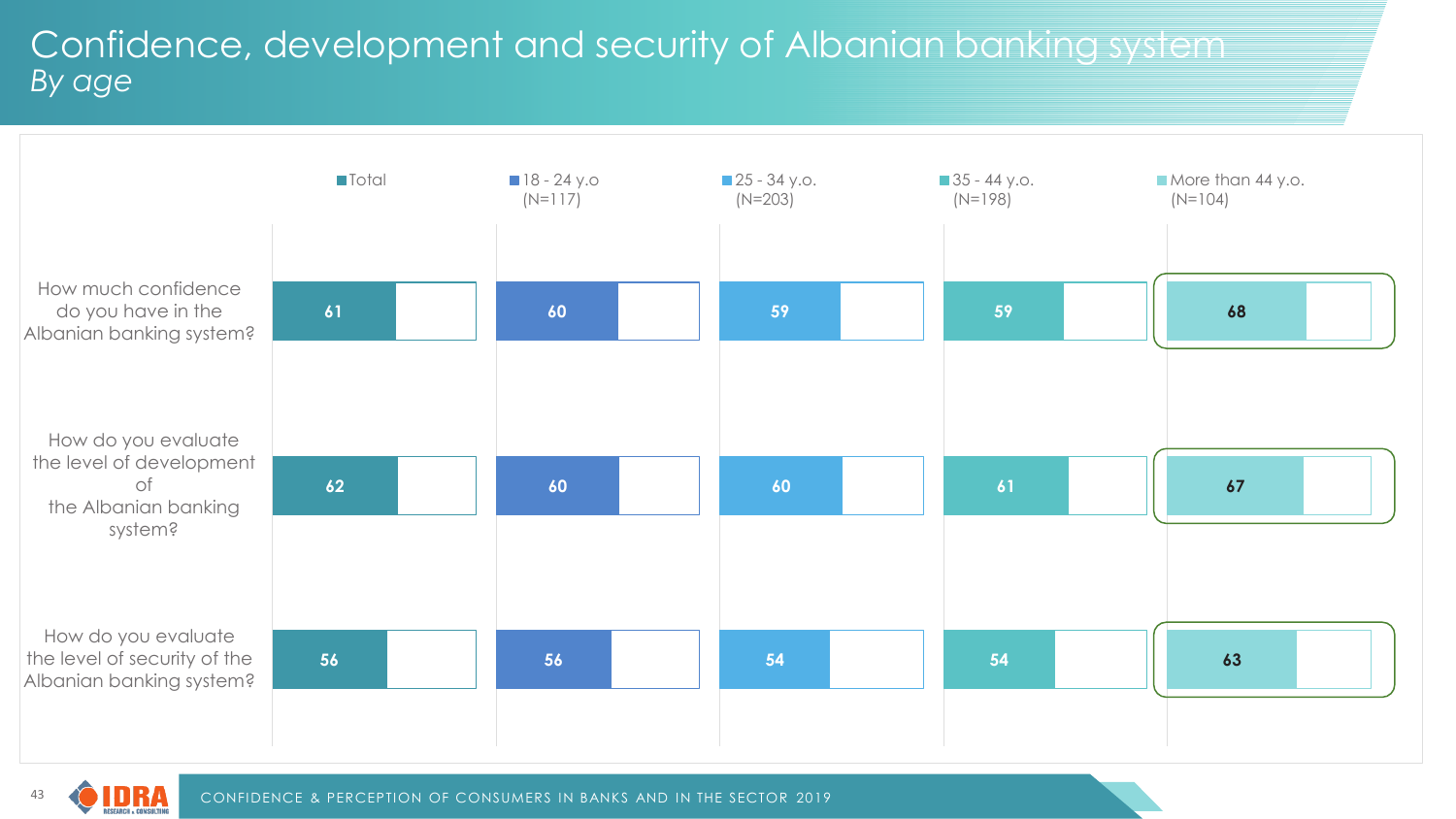# Confidence, development and security of Albanian banking system

*By age*

| | Total | 18 - 24 y.o (N=117) | 25 - 34 y.o. (N=203) | 35 - 44 y.o. (N=198) | More than 44 y.o. (N=104) |
|---|---|---|---|---|---|
| How much confidence do you have in the Albanian banking system? | 61 | 60 | 59 | 59 | 68 |
| How do you evaluate the level of development of the Albanian banking system? | 62 | 60 | 60 | 61 | 67 |
| How do you evaluate the level of security of the Albanian banking system? | 56 | 56 | 54 | 54 | 63 |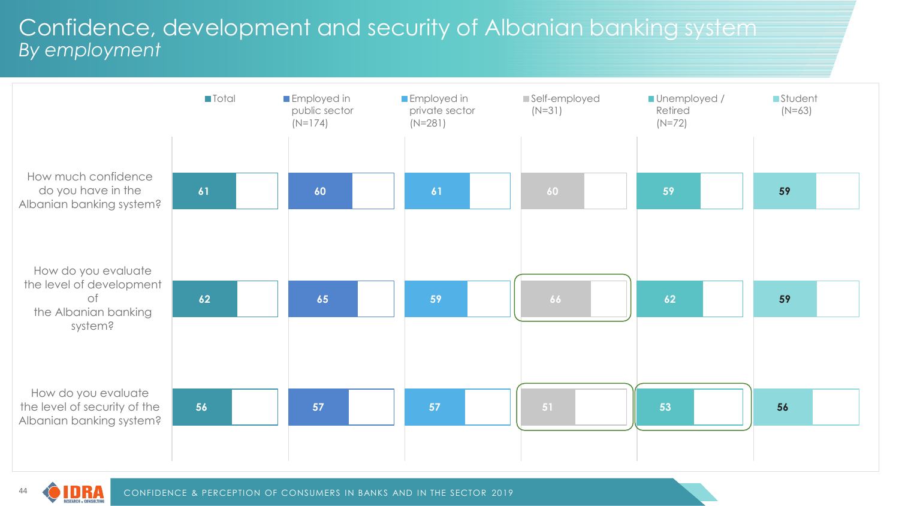# Confidence, development and security of Albanian banking system
*By employment*

| | Total | Employed in public sector (N=174) | Employed in private sector (N=281) | Self-employed (N=31) | Unemployed / Retired (N=72) | Student (N=63) |
|---|---|---|---|---|---|---|
| How much confidence do you have in the Albanian banking system? | 61 | 60 | 61 | 60 | 59 | 59 |
| How do you evaluate the level of development of the Albanian banking system? | 62 | 65 | 59 | 66 | 62 | 59 |
| How do you evaluate the level of security of the Albanian banking system? | 56 | 57 | 57 | 51 | 53 | 56 |

CONFIDENCE & PERCEPTION OF CONSUMERS IN BANKS AND IN THE SECTOR 2019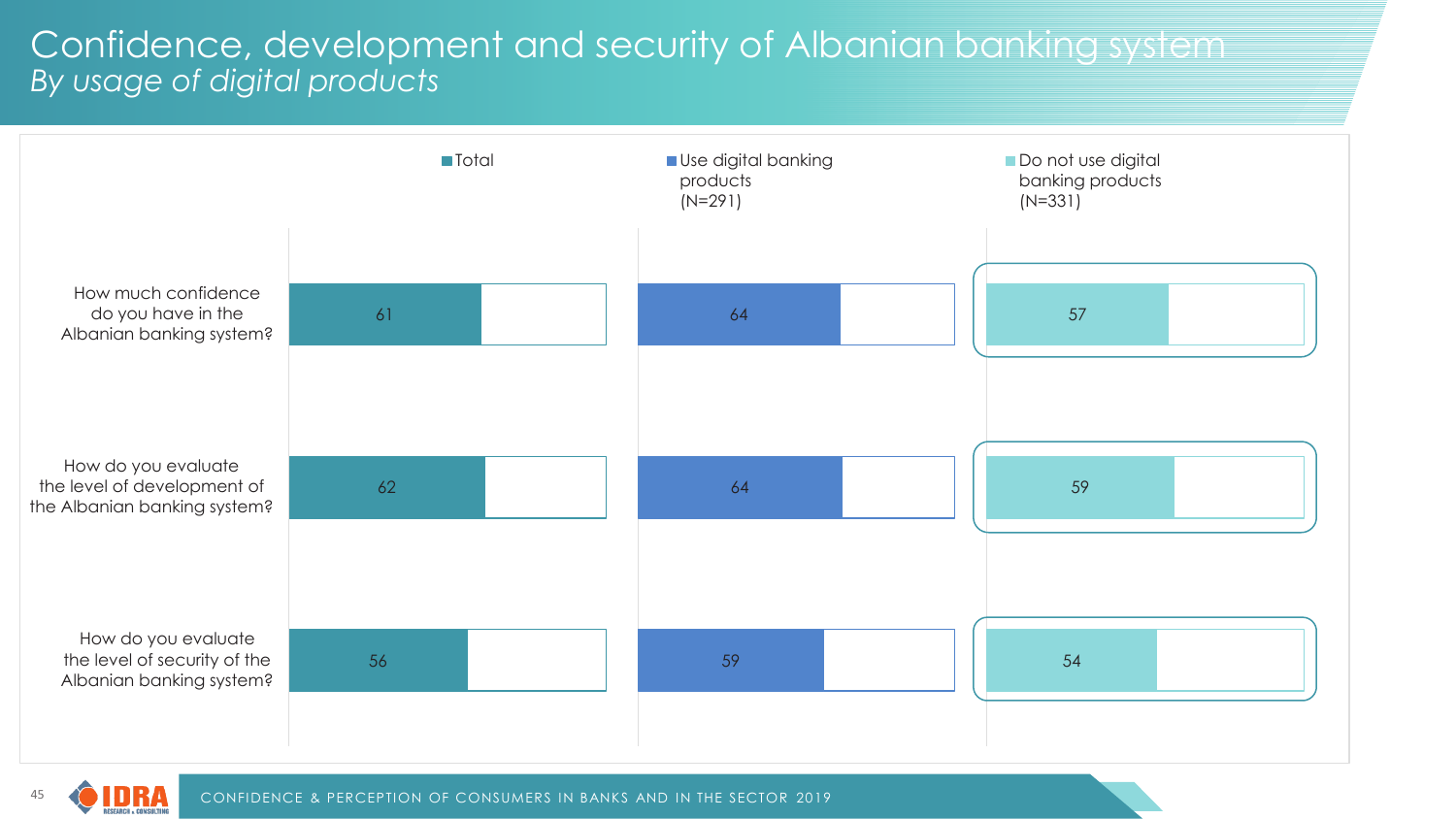# Confidence, development and security of Albanian banking system

*By usage of digital products*

| | Total | Use digital banking products (N=291) | Do not use digital banking products (N=331) |
|---|---|---|---|
| How much confidence do you have in the Albanian banking system? | 61 | 64 | 57 |
| How do you evaluate the level of development of the Albanian banking system? | 62 | 64 | 59 |
| How do you evaluate the level of security of the Albanian banking system? | 56 | 59 | 54 |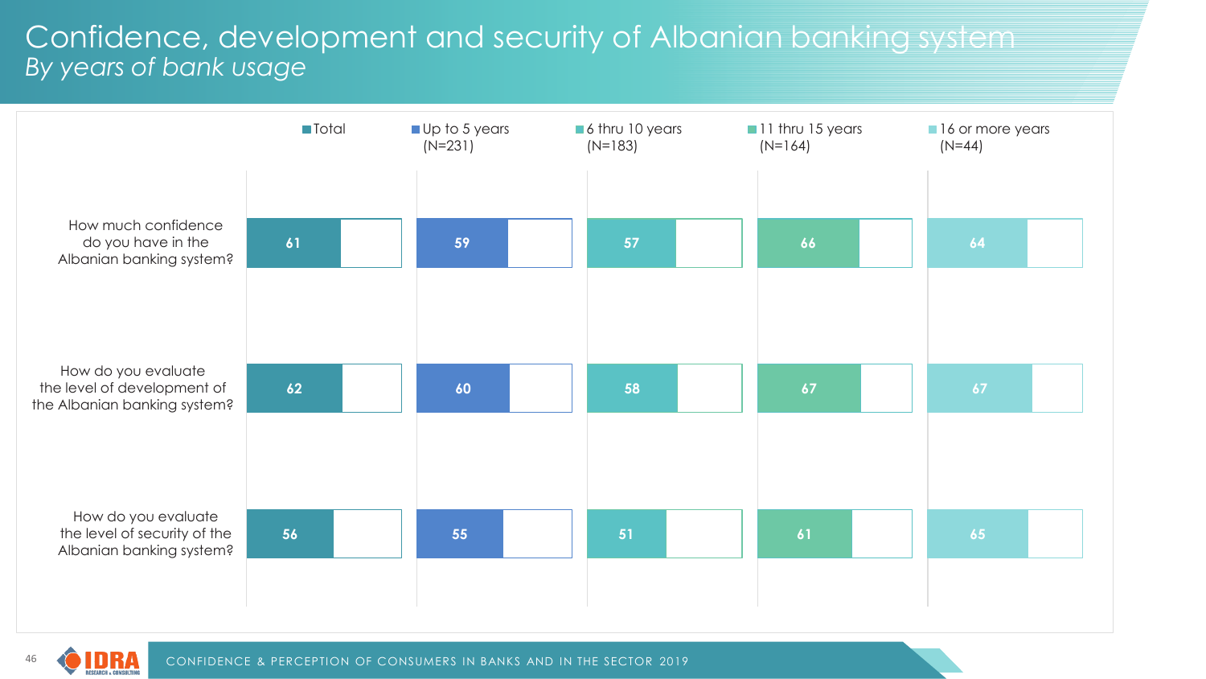# Confidence, development and security of Albanian banking system
*By years of bank usage*

| | Total | Up to 5 years (N=231) | 6 thru 10 years (N=183) | 11 thru 15 years (N=164) | 16 or more years (N=44) |
|---|---|---|---|---|---|
| How much confidence do you have in the Albanian banking system? | 61 | 59 | 57 | 66 | 64 |
| How do you evaluate the level of development of the Albanian banking system? | 62 | 60 | 58 | 67 | 67 |
| How do you evaluate the level of security of the Albanian banking system? | 56 | 55 | 51 | 61 | 65 |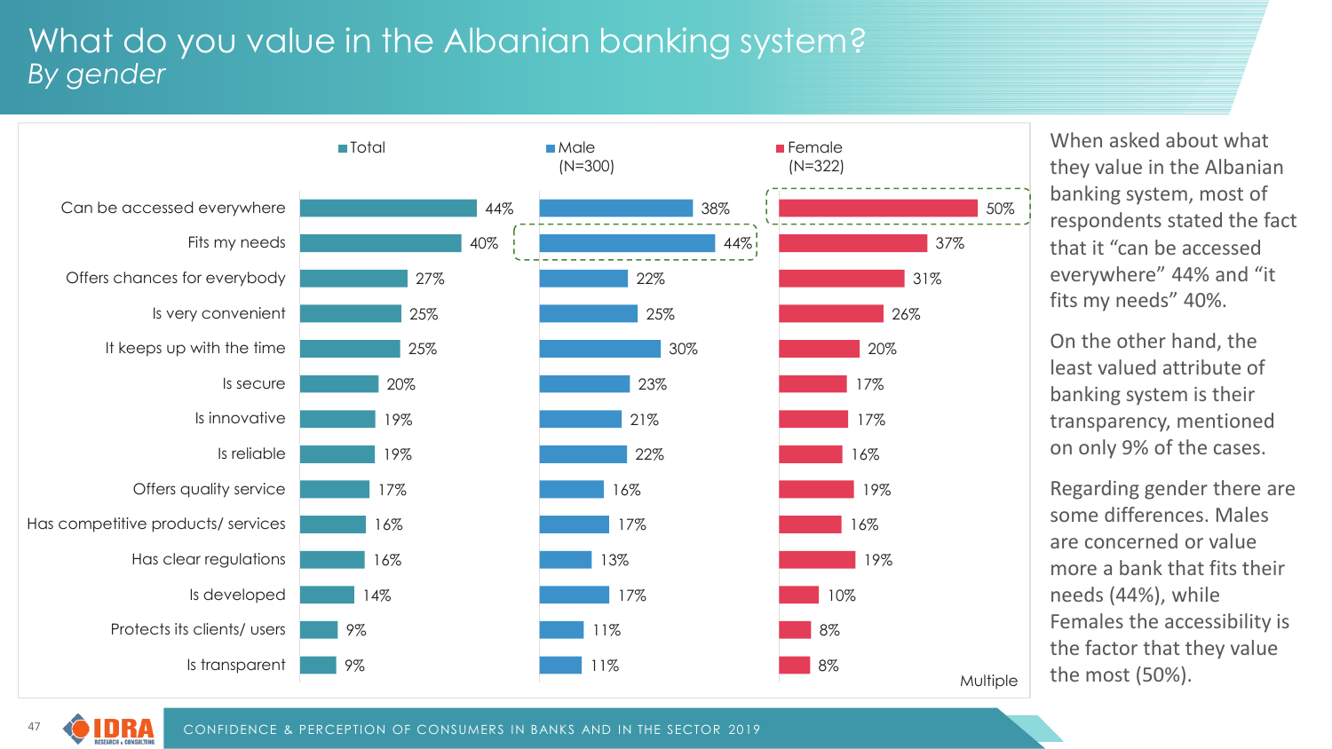# What do you value in the Albanian banking system?
*By gender*

| | Total | Male (N=300) | Female (N=322) |
|---|---|---|---|
| Can be accessed everywhere | 44% | 38% | 50% |
| Fits my needs | 40% | 44% | 37% |
| Offers chances for everybody | 27% | 22% | 31% |
| Is very convenient | 25% | 25% | 26% |
| It keeps up with the time | 25% | 30% | 20% |
| Is secure | 20% | 23% | 17% |
| Is innovative | 19% | 21% | 17% |
| Is reliable | 19% | 22% | 16% |
| Offers quality service | 17% | 16% | 19% |
| Has competitive products/ services | 16% | 17% | 16% |
| Has clear regulations | 16% | 13% | 19% |
| Is developed | 14% | 17% | 10% |
| Protects its clients/ users | 9% | 11% | 8% |
| Is transparent | 9% | 11% | 8% |

Multiple

When asked about what they value in the Albanian banking system, most of respondents stated the fact that it "can be accessed everywhere" 44% and "it fits my needs" 40%.

On the other hand, the least valued attribute of banking system is their transparency, mentioned on only 9% of the cases.

Regarding gender there are some differences. Males are concerned or value more a bank that fits their needs (44%), while Females the accessibility is the factor that they value the most (50%).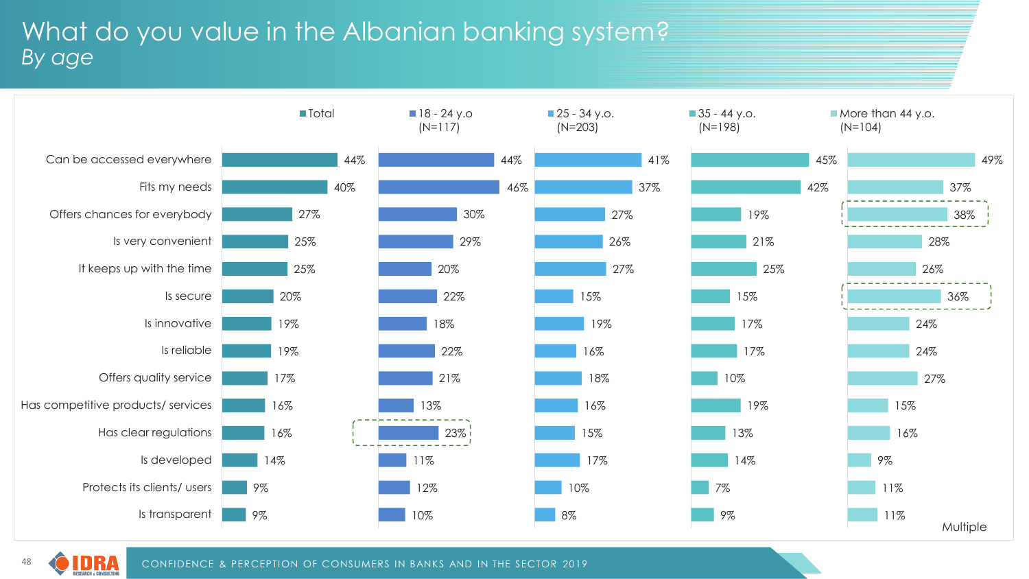# What do you value in the Albanian banking system?

*By age*

| | Total | 18 - 24 y.o (N=117) | 25 - 34 y.o. (N=203) | 35 - 44 y.o. (N=198) | More than 44 y.o. (N=104) |
|---|---|---|---|---|---|
| Can be accessed everywhere | 44% | 44% | 41% | 45% | 49% |
| Fits my needs | 40% | 46% | 37% | 42% | 37% |
| Offers chances for everybody | 27% | 30% | 27% | 19% | 38% |
| Is very convenient | 25% | 29% | 26% | 21% | 28% |
| It keeps up with the time | 25% | 20% | 27% | 25% | 26% |
| Is secure | 20% | 22% | 15% | 15% | 36% |
| Is innovative | 19% | 18% | 19% | 17% | 24% |
| Is reliable | 19% | 22% | 16% | 17% | 24% |
| Offers quality service | 17% | 21% | 18% | 10% | 27% |
| Has competitive products/ services | 16% | 13% | 16% | 19% | 15% |
| Has clear regulations | 16% | 23% | 15% | 13% | 16% |
| Is developed | 14% | 11% | 17% | 14% | 9% |
| Protects its clients/ users | 9% | 12% | 10% | 7% | 11% |
| Is transparent | 9% | 10% | 8% | 9% | 11% |

Multiple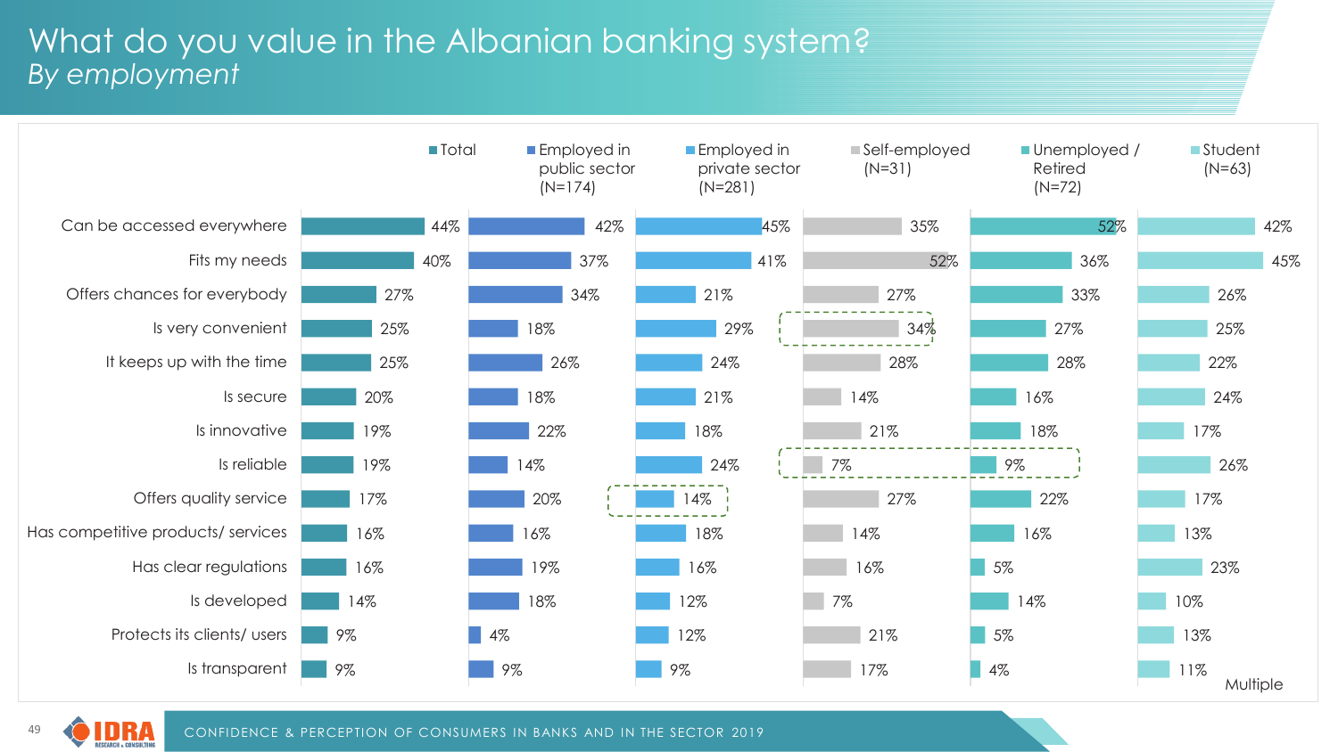# What do you value in the Albanian banking system?
*By employment*

| | Total | Employed in public sector (N=174) | Employed in private sector (N=281) | Self-employed (N=31) | Unemployed / Retired (N=72) | Student (N=63) |
|---|---|---|---|---|---|---|
| Can be accessed everywhere | 44% | 42% | 45% | 35% | 52% | 42% |
| Fits my needs | 40% | 37% | 41% | 52% | 36% | 45% |
| Offers chances for everybody | 27% | 34% | 21% | 27% | 33% | 26% |
| Is very convenient | 25% | 18% | 29% | 34% | 27% | 25% |
| It keeps up with the time | 25% | 26% | 24% | 28% | 28% | 22% |
| Is secure | 20% | 18% | 21% | 14% | 16% | 24% |
| Is innovative | 19% | 22% | 18% | 21% | 18% | 17% |
| Is reliable | 19% | 14% | 24% | 7% | 9% | 26% |
| Offers quality service | 17% | 20% | 14% | 27% | 22% | 17% |
| Has competitive products/ services | 16% | 16% | 18% | 14% | 16% | 13% |
| Has clear regulations | 16% | 19% | 16% | 16% | 5% | 23% |
| Is developed | 14% | 18% | 12% | 7% | 14% | 10% |
| Protects its clients/ users | 9% | 4% | 12% | 21% | 5% | 13% |
| Is transparent | 9% | 9% | 9% | 17% | 4% | 11% |

Multiple

CONFIDENCE & PERCEPTION OF CONSUMERS IN BANKS AND IN THE SECTOR 2019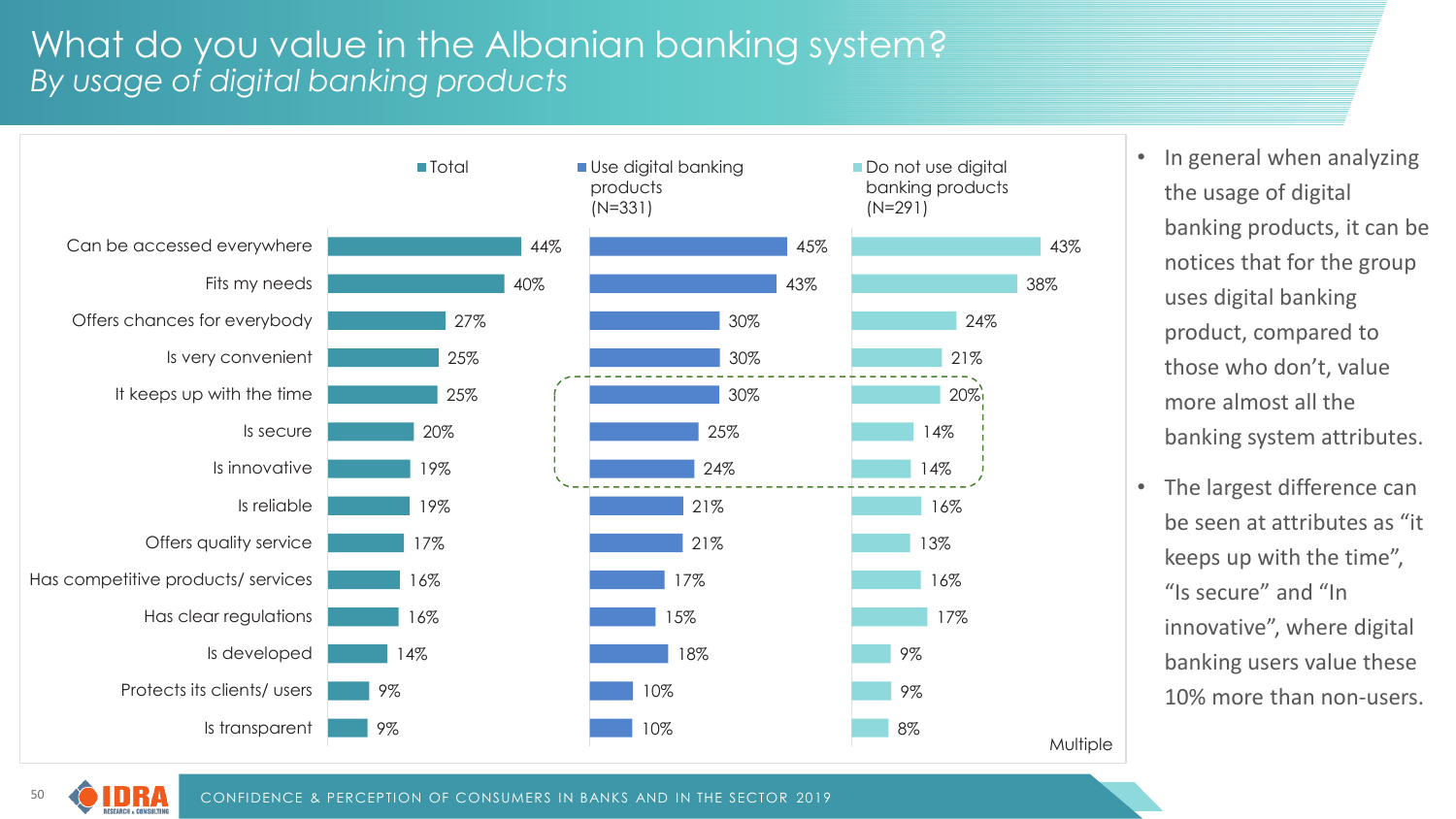# What do you value in the Albanian banking system?

*By usage of digital banking products*

| | Total | Use digital banking products (N=331) | Do not use digital banking products (N=291) |
|---|---|---|---|
| Can be accessed everywhere | 44% | 45% | 43% |
| Fits my needs | 40% | 43% | 38% |
| Offers chances for everybody | 27% | 30% | 24% |
| Is very convenient | 25% | 30% | 21% |
| It keeps up with the time | 25% | 30% | 20% |
| Is secure | 20% | 25% | 14% |
| Is innovative | 19% | 24% | 14% |
| Is reliable | 19% | 21% | 16% |
| Offers quality service | 17% | 21% | 13% |
| Has competitive products/ services | 16% | 17% | 16% |
| Has clear regulations | 16% | 15% | 17% |
| Is developed | 14% | 18% | 9% |
| Protects its clients/ users | 9% | 10% | 9% |
| Is transparent | 9% | 10% | 8% |

Multiple

- In general when analyzing the usage of digital banking products, it can be notices that for the group uses digital banking product, compared to those who don't, value more almost all the banking system attributes.
- The largest difference can be seen at attributes as "it keeps up with the time", "Is secure" and "In innovative", where digital banking users value these 10% more than non-users.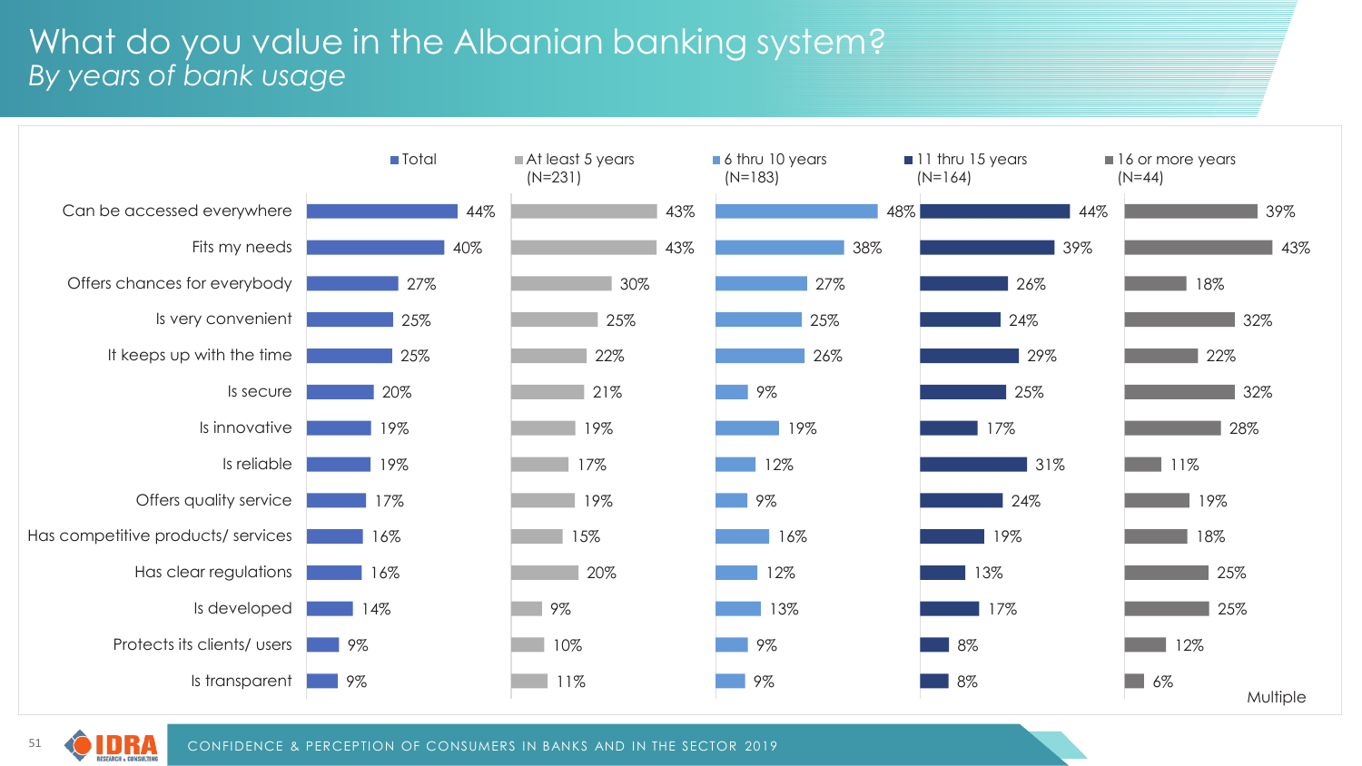# What do you value in the Albanian banking system?
*By years of bank usage*

| | Total | At least 5 years (N=231) | 6 thru 10 years (N=183) | 11 thru 15 years (N=164) | 16 or more years (N=44) |
|---|---|---|---|---|---|
| Can be accessed everywhere | 44% | 43% | 48% | 44% | 39% |
| Fits my needs | 40% | 43% | 38% | 39% | 43% |
| Offers chances for everybody | 27% | 30% | 27% | 26% | 18% |
| Is very convenient | 25% | 25% | 25% | 24% | 32% |
| It keeps up with the time | 25% | 22% | 26% | 29% | 22% |
| Is secure | 20% | 21% | 9% | 25% | 32% |
| Is innovative | 19% | 19% | 19% | 17% | 28% |
| Is reliable | 19% | 17% | 12% | 31% | 11% |
| Offers quality service | 17% | 19% | 9% | 24% | 19% |
| Has competitive products/ services | 16% | 15% | 16% | 19% | 18% |
| Has clear regulations | 16% | 20% | 12% | 13% | 25% |
| Is developed | 14% | 9% | 13% | 17% | 25% |
| Protects its clients/ users | 9% | 10% | 9% | 8% | 12% |
| Is transparent | 9% | 11% | 9% | 8% | 6% |

Multiple

CONFIDENCE & PERCEPTION OF CONSUMERS IN BANKS AND IN THE SECTOR 2019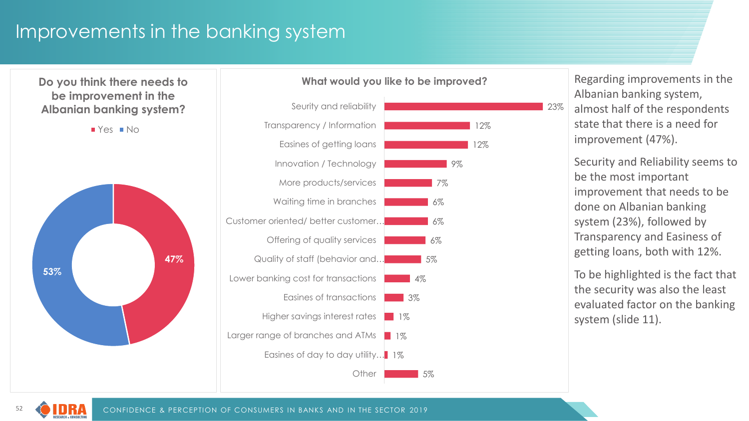# Improvements in the banking system

**Do you think there needs to be improvement in the Albanian banking system?**

| Answer | % |
|---|---|
| Yes | 47% |
| No | 53% |

**What would you like to be improved?**

| Improvement | % |
|---|---|
| Seurity and reliability | 23% |
| Transparency / Information | 12% |
| Easines of getting loans | 12% |
| Innovation / Technology | 9% |
| More products/services | 7% |
| Waiting time in branches | 6% |
| Customer oriented/ better customer… | 6% |
| Offering of quality services | 6% |
| Quality of staff (behavior and… | 5% |
| Lower banking cost for transactions | 4% |
| Easines of transactions | 3% |
| Higher savings interest rates | 1% |
| Larger range of branches and ATMs | 1% |
| Easines of day to day utility… | 1% |
| Other | 5% |

Regarding improvements in the Albanian banking system, almost half of the respondents state that there is a need for improvement (47%).

Security and Reliability seems to be the most important improvement that needs to be done on Albanian banking system (23%), followed by Transparency and Easiness of getting loans, both with 12%.

To be highlighted is the fact that the security was also the least evaluated factor on the banking system (slide 11).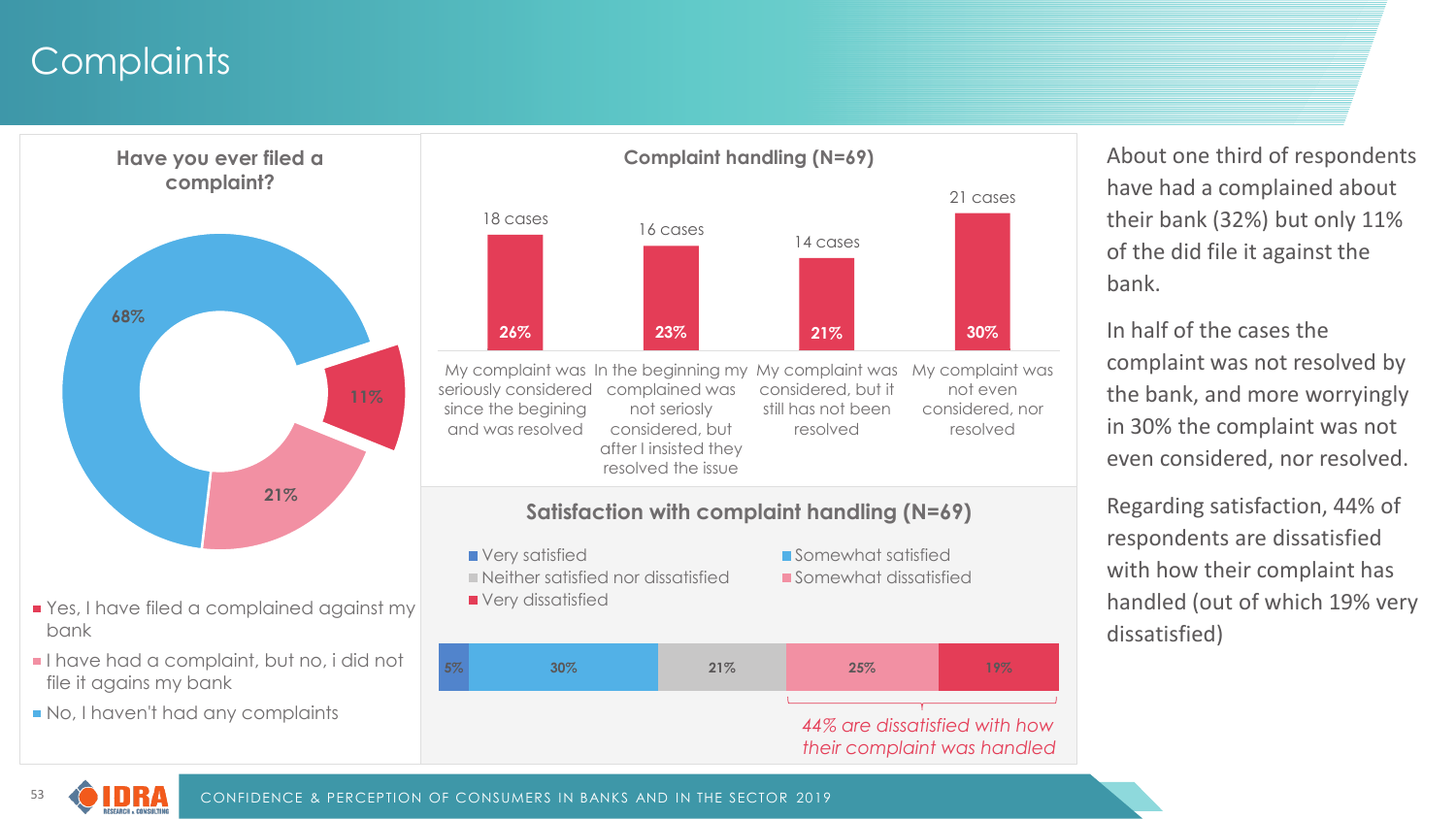# Complaints

**Have you ever filed a complaint?**

68%

11%

21%

- Yes, I have filed a complained against my bank
- I have had a complaint, but no, i did not file it agains my bank
- No, I haven't had any complaints

**Complaint handling (N=69)**

18 cases
26%
My complaint was seriously considered since the begining and was resolved

16 cases
23%
In the beginning my complained was not seriosly considered, but after I insisted they resolved the issue

14 cases
21%
My complaint was considered, but it still has not been resolved

21 cases
30%
My complaint was not even considered, nor resolved

**Satisfaction with complaint handling (N=69)**

- Very satisfied
- Somewhat satisfied
- Neither satisfied nor dissatisfied
- Somewhat dissatisfied
- Very dissatisfied

5% 30% 21% 25% 19%

*44% are dissatisfied with how their complaint was handled*

About one third of respondents have had a complained about their bank (32%) but only 11% of the did file it against the bank.

In half of the cases the complaint was not resolved by the bank, and more worryingly in 30% the complaint was not even considered, nor resolved.

Regarding satisfaction, 44% of respondents are dissatisfied with how their complaint has handled (out of which 19% very dissatisfied)